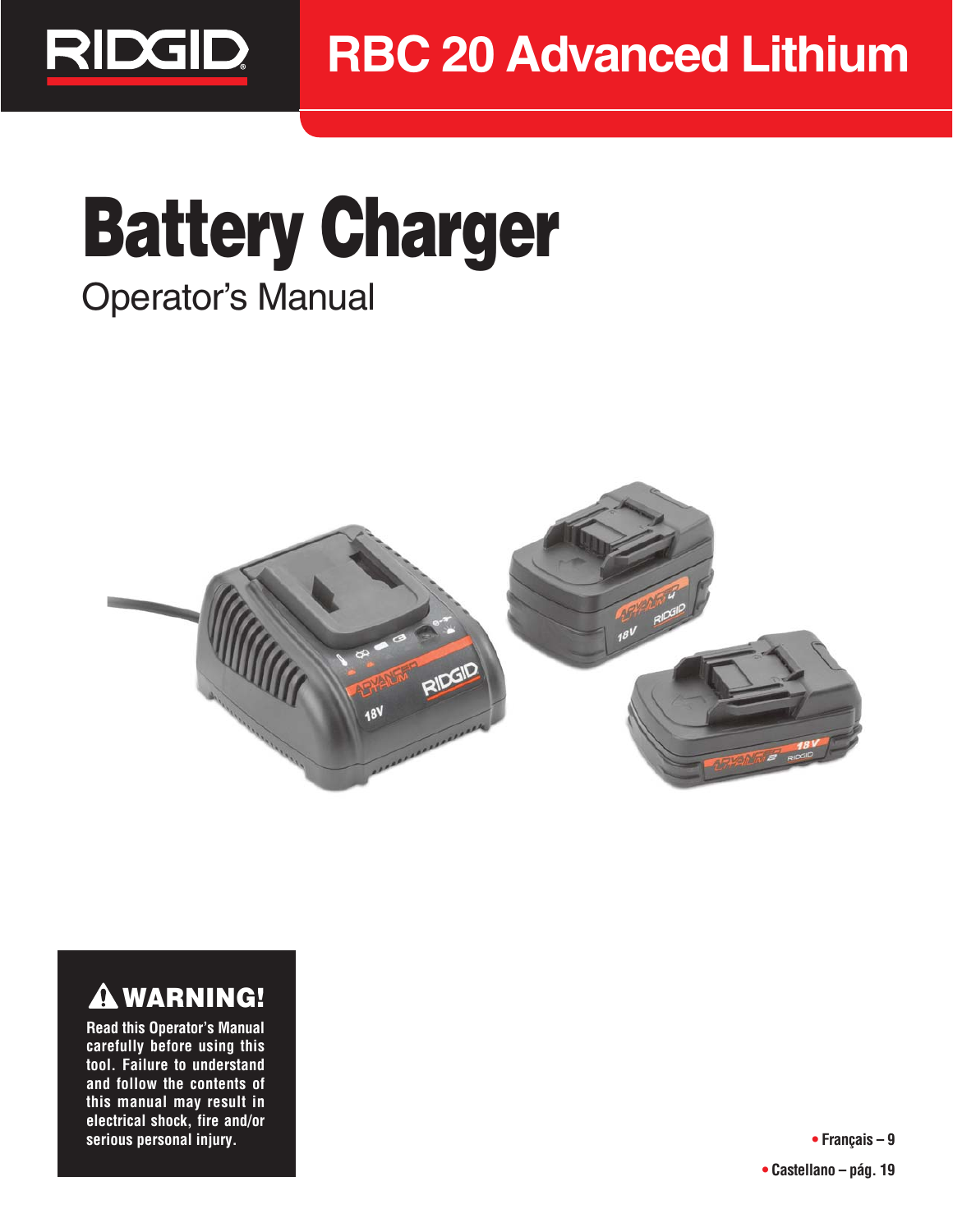RIDGID

# RBC 20 Advanced Lithium

# Battery Charger

Operator's Manual

## ⚠ WARNING!

**Read this Operator's Manual carefully before using this tool. Failure to understand and follow the contents of this manual may result in electrical shock, fire and/or serious personal injury.**

- **Français – 9**
- **Castellano – pág. 19**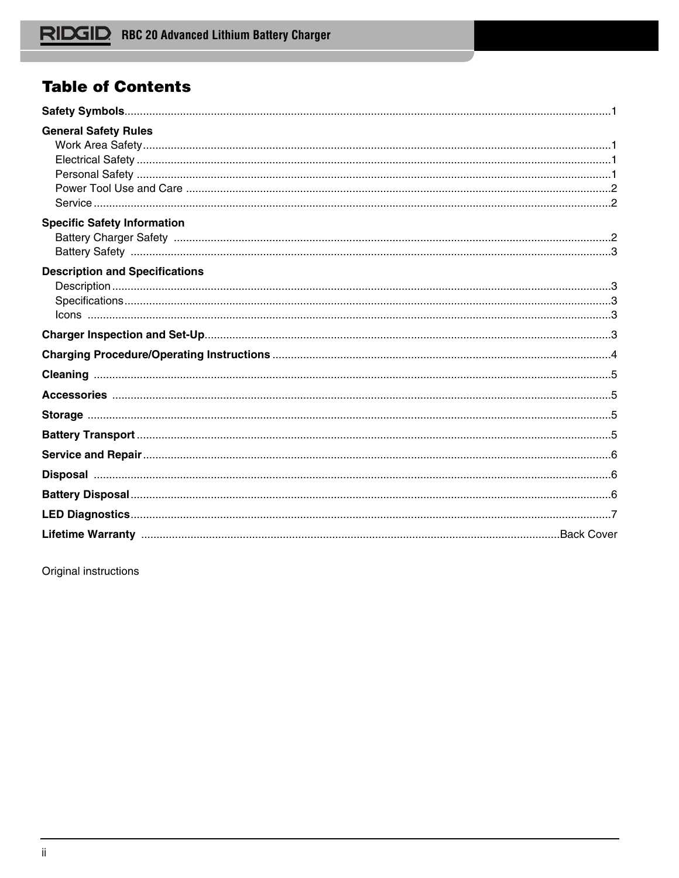# Table of Contents

**Safety Symbols**...1

**General Safety Rules**
- Work Area Safety...1
- Electrical Safety...1
- Personal Safety...1
- Power Tool Use and Care...2
- Service...2

**Specific Safety Information**
- Battery Charger Safety...2
- Battery Safety...3

**Description and Specifications**
- Description...3
- Specifications...3
- Icons...3

**Charger Inspection and Set-Up**...3

**Charging Procedure/Operating Instructions**...4

**Cleaning**...5

**Accessories**...5

**Storage**...5

**Battery Transport**...5

**Service and Repair**...6

**Disposal**...6

**Battery Disposal**...6

**LED Diagnostics**...7

**Lifetime Warranty**...Back Cover

Original instructions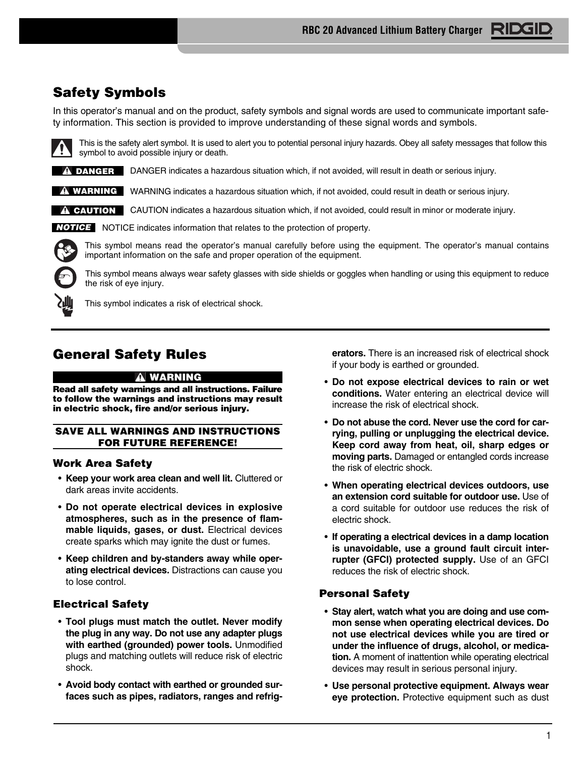## Safety Symbols

In this operator's manual and on the product, safety symbols and signal words are used to communicate important safety information. This section is provided to improve understanding of these signal words and symbols.

This is the safety alert symbol. It is used to alert you to potential personal injury hazards. Obey all safety messages that follow this symbol to avoid possible injury or death.

**DANGER** DANGER indicates a hazardous situation which, if not avoided, will result in death or serious injury.

**WARNING** WARNING indicates a hazardous situation which, if not avoided, could result in death or serious injury.

**CAUTION** CAUTION indicates a hazardous situation which, if not avoided, could result in minor or moderate injury.

***NOTICE*** NOTICE indicates information that relates to the protection of property.

This symbol means read the operator's manual carefully before using the equipment. The operator's manual contains important information on the safe and proper operation of the equipment.

This symbol means always wear safety glasses with side shields or goggles when handling or using this equipment to reduce the risk of eye injury.

This symbol indicates a risk of electrical shock.

## General Safety Rules

**WARNING**

**Read all safety warnings and all instructions. Failure to follow the warnings and instructions may result in electric shock, fire and/or serious injury.**

**SAVE ALL WARNINGS AND INSTRUCTIONS FOR FUTURE REFERENCE!**

### Work Area Safety

- **Keep your work area clean and well lit.** Cluttered or dark areas invite accidents.
- **Do not operate electrical devices in explosive atmospheres, such as in the presence of flammable liquids, gases, or dust.** Electrical devices create sparks which may ignite the dust or fumes.
- **Keep children and by-standers away while operating electrical devices.** Distractions can cause you to lose control.

### Electrical Safety

- **Tool plugs must match the outlet. Never modify the plug in any way. Do not use any adapter plugs with earthed (grounded) power tools.** Unmodified plugs and matching outlets will reduce risk of electric shock.
- **Avoid body contact with earthed or grounded surfaces such as pipes, radiators, ranges and refrigerators.** There is an increased risk of electrical shock if your body is earthed or grounded.
- **Do not expose electrical devices to rain or wet conditions.** Water entering an electrical device will increase the risk of electrical shock.
- **Do not abuse the cord. Never use the cord for carrying, pulling or unplugging the electrical device. Keep cord away from heat, oil, sharp edges or moving parts.** Damaged or entangled cords increase the risk of electric shock.
- **When operating electrical devices outdoors, use an extension cord suitable for outdoor use.** Use of a cord suitable for outdoor use reduces the risk of electric shock.
- **If operating a electrical devices in a damp location is unavoidable, use a ground fault circuit interrupter (GFCI) protected supply.** Use of an GFCI reduces the risk of electric shock.

### Personal Safety

- **Stay alert, watch what you are doing and use common sense when operating electrical devices. Do not use electrical devices while you are tired or under the influence of drugs, alcohol, or medication.** A moment of inattention while operating electrical devices may result in serious personal injury.
- **Use personal protective equipment. Always wear eye protection.** Protective equipment such as dust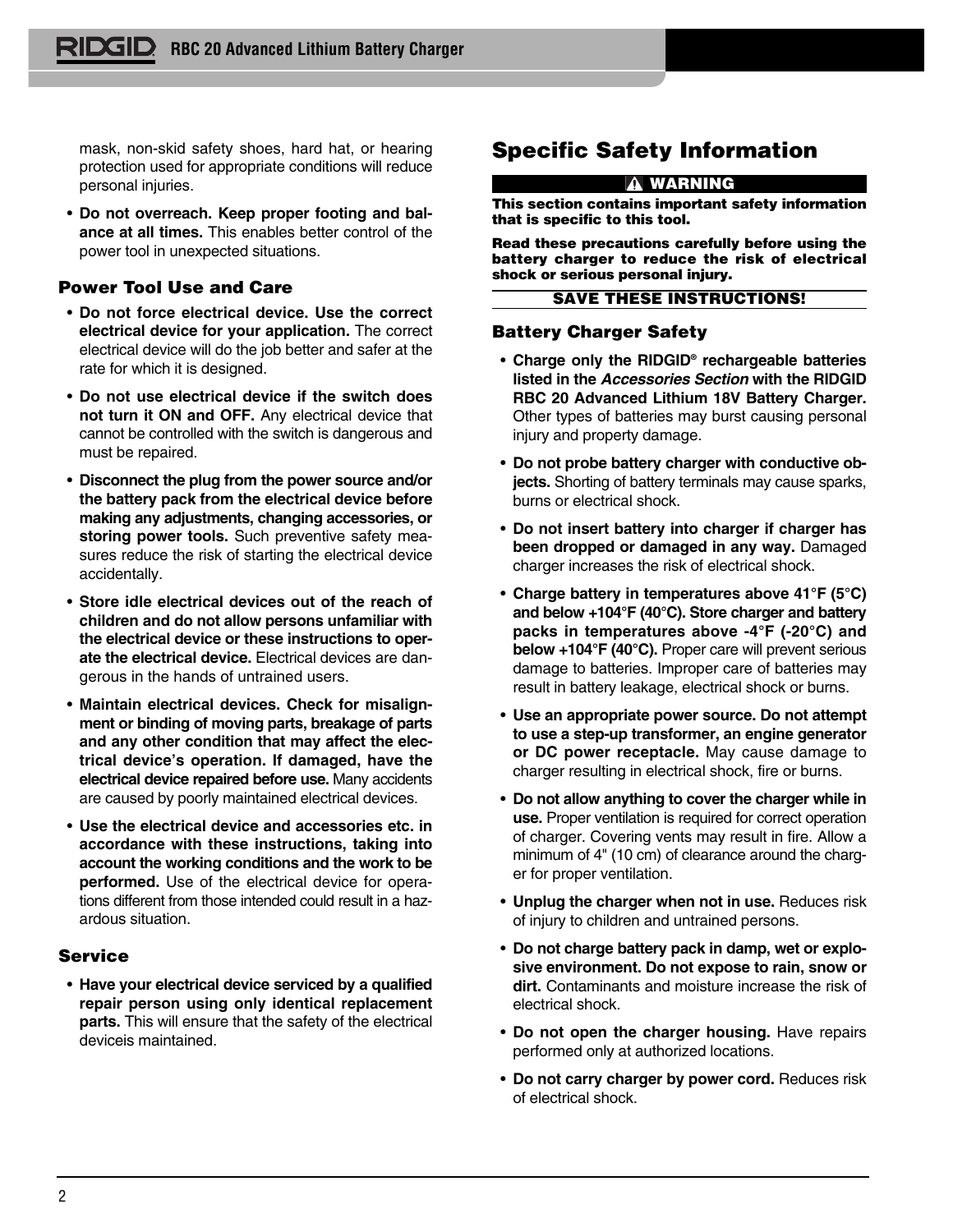mask, non-skid safety shoes, hard hat, or hearing protection used for appropriate conditions will reduce personal injuries.

- **Do not overreach. Keep proper footing and balance at all times.** This enables better control of the power tool in unexpected situations.

### Power Tool Use and Care

- **Do not force electrical device. Use the correct electrical device for your application.** The correct electrical device will do the job better and safer at the rate for which it is designed.
- **Do not use electrical device if the switch does not turn it ON and OFF.** Any electrical device that cannot be controlled with the switch is dangerous and must be repaired.
- **Disconnect the plug from the power source and/or the battery pack from the electrical device before making any adjustments, changing accessories, or storing power tools.** Such preventive safety measures reduce the risk of starting the electrical device accidentally.
- **Store idle electrical devices out of the reach of children and do not allow persons unfamiliar with the electrical device or these instructions to operate the electrical device.** Electrical devices are dangerous in the hands of untrained users.
- **Maintain electrical devices. Check for misalignment or binding of moving parts, breakage of parts and any other condition that may affect the electrical device's operation. If damaged, have the electrical device repaired before use.** Many accidents are caused by poorly maintained electrical devices.
- **Use the electrical device and accessories etc. in accordance with these instructions, taking into account the working conditions and the work to be performed.** Use of the electrical device for operations different from those intended could result in a hazardous situation.

### Service

- **Have your electrical device serviced by a qualified repair person using only identical replacement parts.** This will ensure that the safety of the electrical deviceis maintained.

## Specific Safety Information

**⚠ WARNING**

**This section contains important safety information that is specific to this tool.**

**Read these precautions carefully before using the battery charger to reduce the risk of electrical shock or serious personal injury.**

**SAVE THESE INSTRUCTIONS!**

### Battery Charger Safety

- **Charge only the RIDGID® rechargeable batteries listed in the *Accessories Section* with the RIDGID RBC 20 Advanced Lithium 18V Battery Charger.** Other types of batteries may burst causing personal injury and property damage.
- **Do not probe battery charger with conductive objects.** Shorting of battery terminals may cause sparks, burns or electrical shock.
- **Do not insert battery into charger if charger has been dropped or damaged in any way.** Damaged charger increases the risk of electrical shock.
- **Charge battery in temperatures above 41°F (5°C) and below +104°F (40°C). Store charger and battery packs in temperatures above -4°F (-20°C) and below +104°F (40°C).** Proper care will prevent serious damage to batteries. Improper care of batteries may result in battery leakage, electrical shock or burns.
- **Use an appropriate power source. Do not attempt to use a step-up transformer, an engine generator or DC power receptacle.** May cause damage to charger resulting in electrical shock, fire or burns.
- **Do not allow anything to cover the charger while in use.** Proper ventilation is required for correct operation of charger. Covering vents may result in fire. Allow a minimum of 4" (10 cm) of clearance around the charger for proper ventilation.
- **Unplug the charger when not in use.** Reduces risk of injury to children and untrained persons.
- **Do not charge battery pack in damp, wet or explosive environment. Do not expose to rain, snow or dirt.** Contaminants and moisture increase the risk of electrical shock.
- **Do not open the charger housing.** Have repairs performed only at authorized locations.
- **Do not carry charger by power cord.** Reduces risk of electrical shock.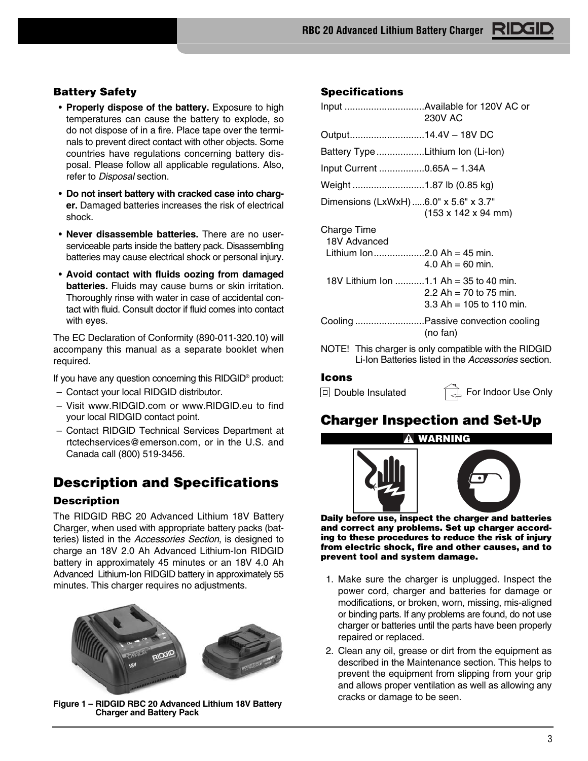### Battery Safety

- **Properly dispose of the battery.** Exposure to high temperatures can cause the battery to explode, so do not dispose of in a fire. Place tape over the terminals to prevent direct contact with other objects. Some countries have regulations concerning battery disposal. Please follow all applicable regulations. Also, refer to *Disposal* section.
- **Do not insert battery with cracked case into charger.** Damaged batteries increases the risk of electrical shock.
- **Never disassemble batteries.** There are no user-serviceable parts inside the battery pack. Disassembling batteries may cause electrical shock or personal injury.
- **Avoid contact with fluids oozing from damaged batteries.** Fluids may cause burns or skin irritation. Thoroughly rinse with water in case of accidental contact with fluid. Consult doctor if fluid comes into contact with eyes.

The EC Declaration of Conformity (890-011-320.10) will accompany this manual as a separate booklet when required.

If you have any question concerning this RIDGID® product:

- Contact your local RIDGID distributor.
- Visit www.RIDGID.com or www.RIDGID.eu to find your local RIDGID contact point.
- Contact RIDGID Technical Services Department at rtctechservices@emerson.com, or in the U.S. and Canada call (800) 519-3456.

## Description and Specifications

### Description

The RIDGID RBC 20 Advanced Lithium 18V Battery Charger, when used with appropriate battery packs (batteries) listed in the *Accessories Section*, is designed to charge an 18V 2.0 Ah Advanced Lithium-Ion RIDGID battery in approximately 45 minutes or an 18V 4.0 Ah Advanced Lithium-Ion RIDGID battery in approximately 55 minutes. This charger requires no adjustments.

**Figure 1 – RIDGID RBC 20 Advanced Lithium 18V Battery Charger and Battery Pack**

### Specifications

Input .............................Available for 120V AC or 230V AC

Output...........................14.4V – 18V DC

Battery Type ..................Lithium Ion (Li-Ion)

Input Current .................0.65A – 1.34A

Weight ...........................1.87 lb (0.85 kg)

Dimensions (LxWxH) .....6.0" x 5.6" x 3.7" (153 x 142 x 94 mm)

Charge Time

18V Advanced Lithium Ion...................2.0 Ah = 45 min.
4.0 Ah = 60 min.

18V Lithium Ion ...........1.1 Ah = 35 to 40 min.
2.2 Ah = 70 to 75 min.
3.3 Ah = 105 to 110 min.

Cooling ..........................Passive convection cooling (no fan)

NOTE! This charger is only compatible with the RIDGID Li-Ion Batteries listed in the *Accessories* section.

### Icons

Double Insulated

For Indoor Use Only

## Charger Inspection and Set-Up

**WARNING**

**Daily before use, inspect the charger and batteries and correct any problems. Set up charger according to these procedures to reduce the risk of injury from electric shock, fire and other causes, and to prevent tool and system damage.**

1. Make sure the charger is unplugged. Inspect the power cord, charger and batteries for damage or modifications, or broken, worn, missing, mis-aligned or binding parts. If any problems are found, do not use charger or batteries until the parts have been properly repaired or replaced.
2. Clean any oil, grease or dirt from the equipment as described in the Maintenance section. This helps to prevent the equipment from slipping from your grip and allows proper ventilation as well as allowing any cracks or damage to be seen.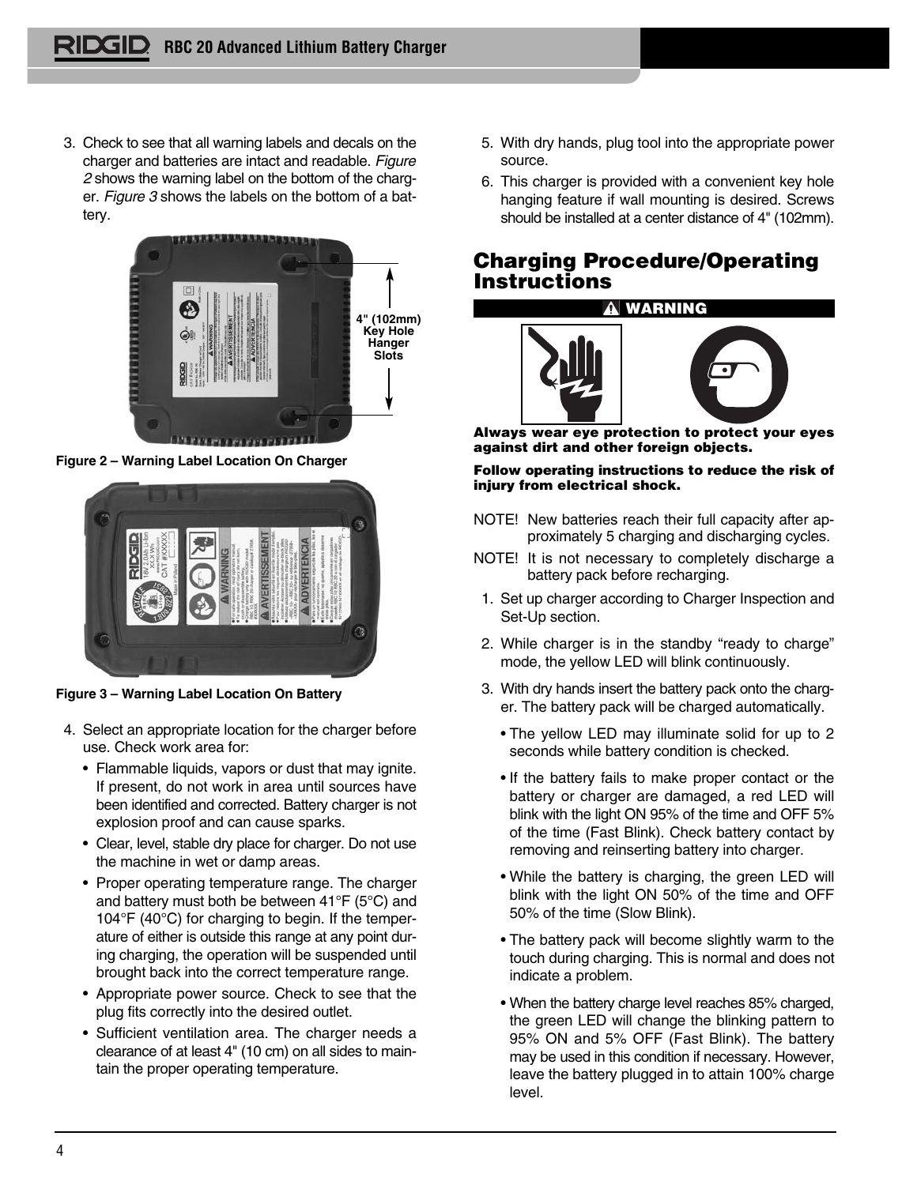3. Check to see that all warning labels and decals on the charger and batteries are intact and readable. *Figure 2* shows the warning label on the bottom of the charger. *Figure 3* shows the labels on the bottom of a battery.

4" (102mm) Key Hole Hanger Slots

**Figure 2 – Warning Label Location On Charger**

**Figure 3 – Warning Label Location On Battery**

4. Select an appropriate location for the charger before use. Check work area for:
   - Flammable liquids, vapors or dust that may ignite. If present, do not work in area until sources have been identified and corrected. Battery charger is not explosion proof and can cause sparks.
   - Clear, level, stable dry place for charger. Do not use the machine in wet or damp areas.
   - Proper operating temperature range. The charger and battery must both be between 41°F (5°C) and 104°F (40°C) for charging to begin. If the temperature of either is outside this range at any point during charging, the operation will be suspended until brought back into the correct temperature range.
   - Appropriate power source. Check to see that the plug fits correctly into the desired outlet.
   - Sufficient ventilation area. The charger needs a clearance of at least 4" (10 cm) on all sides to maintain the proper operating temperature.
5. With dry hands, plug tool into the appropriate power source.
6. This charger is provided with a convenient key hole hanging feature if wall mounting is desired. Screws should be installed at a center distance of 4" (102mm).

## Charging Procedure/Operating Instructions

**⚠ WARNING**

**Always wear eye protection to protect your eyes against dirt and other foreign objects.**

**Follow operating instructions to reduce the risk of injury from electrical shock.**

NOTE! New batteries reach their full capacity after approximately 5 charging and discharging cycles.

NOTE! It is not necessary to completely discharge a battery pack before recharging.

1. Set up charger according to Charger Inspection and Set-Up section.
2. While charger is in the standby "ready to charge" mode, the yellow LED will blink continuously.
3. With dry hands insert the battery pack onto the charger. The battery pack will be charged automatically.
   - The yellow LED may illuminate solid for up to 2 seconds while battery condition is checked.
   - If the battery fails to make proper contact or the battery or charger are damaged, a red LED will blink with the light ON 95% of the time and OFF 5% of the time (Fast Blink). Check battery contact by removing and reinserting battery into charger.
   - While the battery is charging, the green LED will blink with the light ON 50% of the time and OFF 50% of the time (Slow Blink).
   - The battery pack will become slightly warm to the touch during charging. This is normal and does not indicate a problem.
   - When the battery charge level reaches 85% charged, the green LED will change the blinking pattern to 95% ON and 5% OFF (Fast Blink). The battery may be used in this condition if necessary. However, leave the battery plugged in to attain 100% charge level.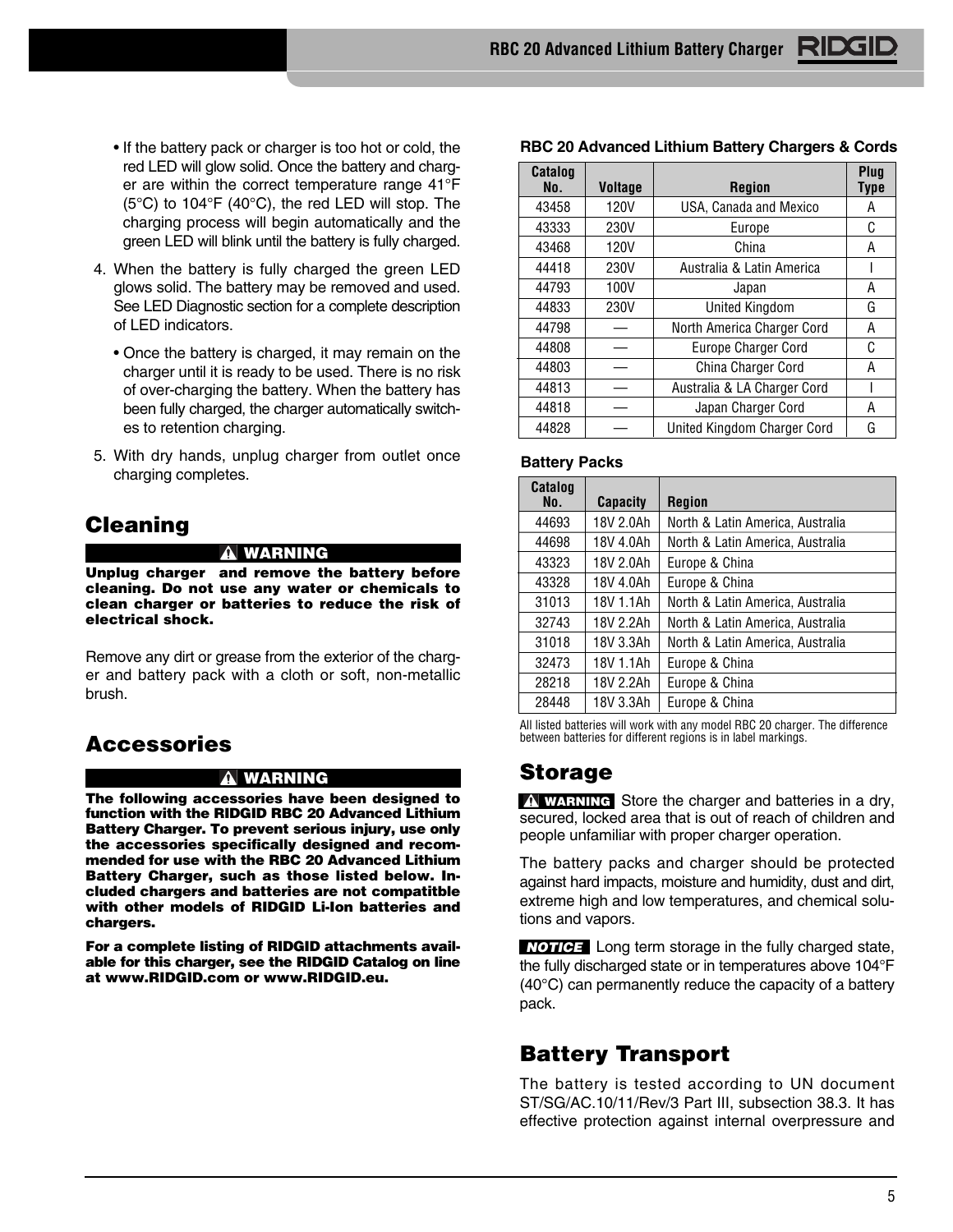- If the battery pack or charger is too hot or cold, the red LED will glow solid. Once the battery and charger are within the correct temperature range 41°F (5°C) to 104°F (40°C), the red LED will stop. The charging process will begin automatically and the green LED will blink until the battery is fully charged.

4. When the battery is fully charged the green LED glows solid. The battery may be removed and used. See LED Diagnostic section for a complete description of LED indicators.
   - Once the battery is charged, it may remain on the charger until it is ready to be used. There is no risk of over-charging the battery. When the battery has been fully charged, the charger automatically switches to retention charging.
5. With dry hands, unplug charger from outlet once charging completes.

## Cleaning

**⚠ WARNING**

**Unplug charger and remove the battery before cleaning. Do not use any water or chemicals to clean charger or batteries to reduce the risk of electrical shock.**

Remove any dirt or grease from the exterior of the charger and battery pack with a cloth or soft, non-metallic brush.

## Accessories

**⚠ WARNING**

**The following accessories have been designed to function with the RIDGID RBC 20 Advanced Lithium Battery Charger. To prevent serious injury, use only the accessories specifically designed and recommended for use with the RBC 20 Advanced Lithium Battery Charger, such as those listed below. Included chargers and batteries are not compatitble with other models of RIDGID Li-Ion batteries and chargers.**

**For a complete listing of RIDGID attachments available for this charger, see the RIDGID Catalog on line at www.RIDGID.com or www.RIDGID.eu.**

**RBC 20 Advanced Lithium Battery Chargers & Cords**

| Catalog No. | Voltage | Region | Plug Type |
|---|---|---|---|
| 43458 | 120V | USA, Canada and Mexico | A |
| 43333 | 230V | Europe | C |
| 43468 | 120V | China | A |
| 44418 | 230V | Australia & Latin America | I |
| 44793 | 100V | Japan | A |
| 44833 | 230V | United Kingdom | G |
| 44798 | — | North America Charger Cord | A |
| 44808 | — | Europe Charger Cord | C |
| 44803 | — | China Charger Cord | A |
| 44813 | — | Australia & LA Charger Cord | I |
| 44818 | — | Japan Charger Cord | A |
| 44828 | — | United Kingdom Charger Cord | G |

**Battery Packs**

| Catalog No. | Capacity | Region |
|---|---|---|
| 44693 | 18V 2.0Ah | North & Latin America, Australia |
| 44698 | 18V 4.0Ah | North & Latin America, Australia |
| 43323 | 18V 2.0Ah | Europe & China |
| 43328 | 18V 4.0Ah | Europe & China |
| 31013 | 18V 1.1Ah | North & Latin America, Australia |
| 32743 | 18V 2.2Ah | North & Latin America, Australia |
| 31018 | 18V 3.3Ah | North & Latin America, Australia |
| 32473 | 18V 1.1Ah | Europe & China |
| 28218 | 18V 2.2Ah | Europe & China |
| 28448 | 18V 3.3Ah | Europe & China |

All listed batteries will work with any model RBC 20 charger. The difference between batteries for different regions is in label markings.

## Storage

**⚠ WARNING** Store the charger and batteries in a dry, secured, locked area that is out of reach of children and people unfamiliar with proper charger operation.

The battery packs and charger should be protected against hard impacts, moisture and humidity, dust and dirt, extreme high and low temperatures, and chemical solutions and vapors.

***NOTICE*** Long term storage in the fully charged state, the fully discharged state or in temperatures above 104°F (40°C) can permanently reduce the capacity of a battery pack.

## Battery Transport

The battery is tested according to UN document ST/SG/AC.10/11/Rev/3 Part III, subsection 38.3. It has effective protection against internal overpressure and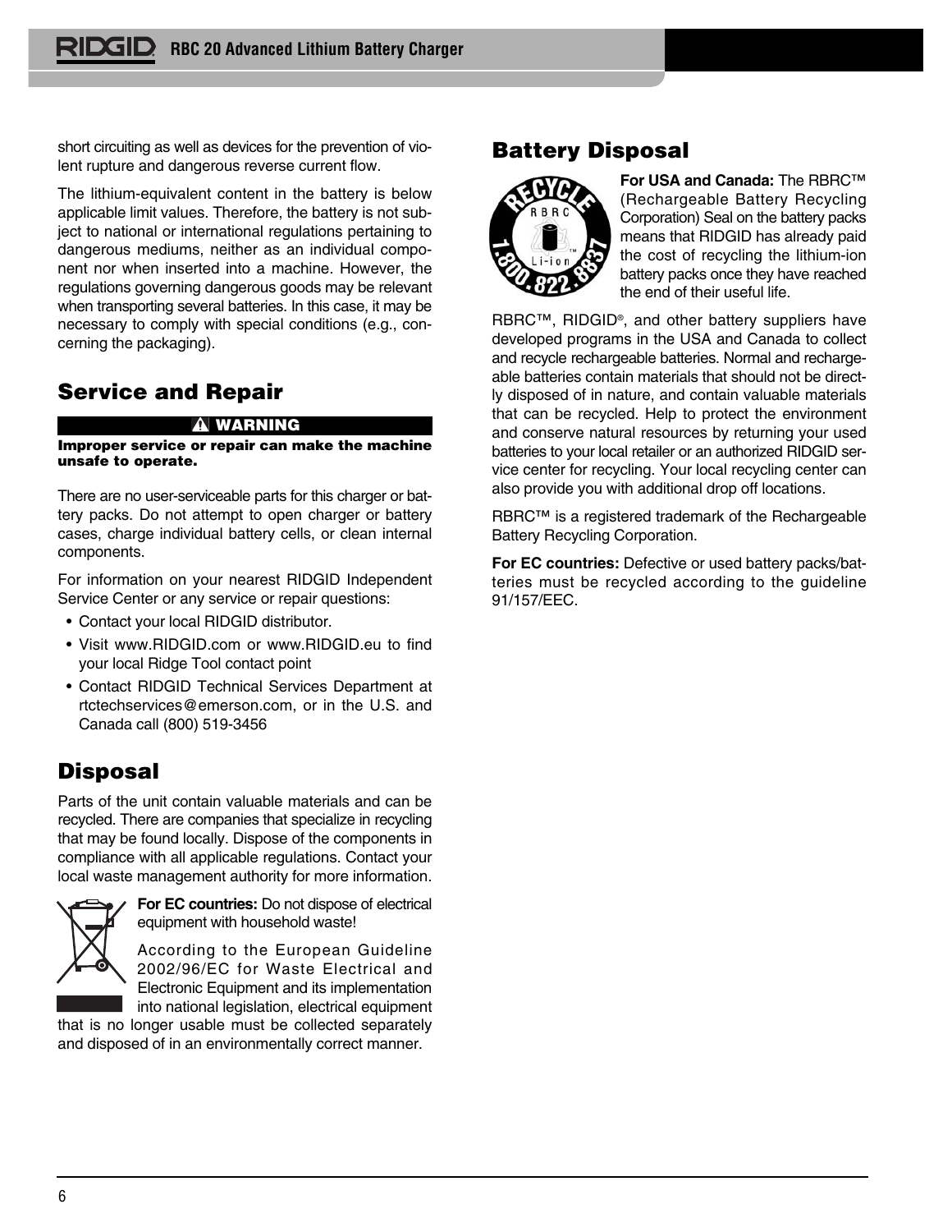short circuiting as well as devices for the prevention of violent rupture and dangerous reverse current flow.

The lithium-equivalent content in the battery is below applicable limit values. Therefore, the battery is not subject to national or international regulations pertaining to dangerous mediums, neither as an individual component nor when inserted into a machine. However, the regulations governing dangerous goods may be relevant when transporting several batteries. In this case, it may be necessary to comply with special conditions (e.g., concerning the packaging).

## Service and Repair

**⚠ WARNING**

**Improper service or repair can make the machine unsafe to operate.**

There are no user-serviceable parts for this charger or battery packs. Do not attempt to open charger or battery cases, charge individual battery cells, or clean internal components.

For information on your nearest RIDGID Independent Service Center or any service or repair questions:

- Contact your local RIDGID distributor.
- Visit www.RIDGID.com or www.RIDGID.eu to find your local Ridge Tool contact point
- Contact RIDGID Technical Services Department at rtctechservices@emerson.com, or in the U.S. and Canada call (800) 519-3456

## Disposal

Parts of the unit contain valuable materials and can be recycled. There are companies that specialize in recycling that may be found locally. Dispose of the components in compliance with all applicable regulations. Contact your local waste management authority for more information.

**For EC countries:** Do not dispose of electrical equipment with household waste!

According to the European Guideline 2002/96/EC for Waste Electrical and Electronic Equipment and its implementation into national legislation, electrical equipment that is no longer usable must be collected separately and disposed of in an environmentally correct manner.

## Battery Disposal

**For USA and Canada:** The RBRC™ (Rechargeable Battery Recycling Corporation) Seal on the battery packs means that RIDGID has already paid the cost of recycling the lithium-ion battery packs once they have reached the end of their useful life.

RBRC™, RIDGID®, and other battery suppliers have developed programs in the USA and Canada to collect and recycle rechargeable batteries. Normal and rechargeable batteries contain materials that should not be directly disposed of in nature, and contain valuable materials that can be recycled. Help to protect the environment and conserve natural resources by returning your used batteries to your local retailer or an authorized RIDGID service center for recycling. Your local recycling center can also provide you with additional drop off locations.

RBRC™ is a registered trademark of the Rechargeable Battery Recycling Corporation.

**For EC countries:** Defective or used battery packs/batteries must be recycled according to the guideline 91/157/EEC.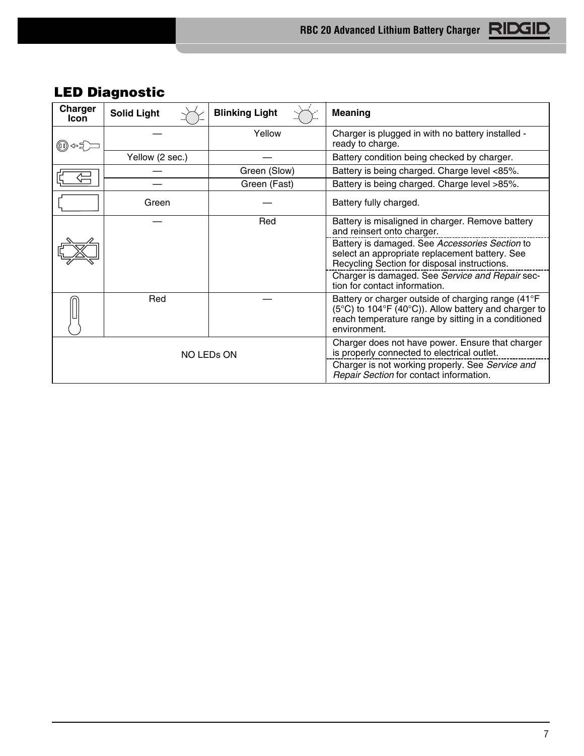## LED Diagnostic

| Charger Icon | Solid Light | Blinking Light | Meaning |
|---|---|---|---|
| | — | Yellow | Charger is plugged in with no battery installed - ready to charge. |
| | Yellow (2 sec.) | — | Battery condition being checked by charger. |
| | — | Green (Slow) | Battery is being charged. Charge level <85%. |
| | — | Green (Fast) | Battery is being charged. Charge level >85%. |
| | Green | — | Battery fully charged. |
| | — | Red | Battery is misaligned in charger. Remove battery and reinsert onto charger. |
| | | | Battery is damaged. See *Accessories Section* to select an appropriate replacement battery. See Recycling Section for disposal instructions. |
| | | | Charger is damaged. See *Service and Repair* section for contact information. |
| | Red | — | Battery or charger outside of charging range (41°F (5°C) to 104°F (40°C)). Allow battery and charger to reach temperature range by sitting in a conditioned environment. |
| NO LEDs ON | | | Charger does not have power. Ensure that charger is properly connected to electrical outlet. |
| | | | Charger is not working properly. See *Service and Repair Section* for contact information. |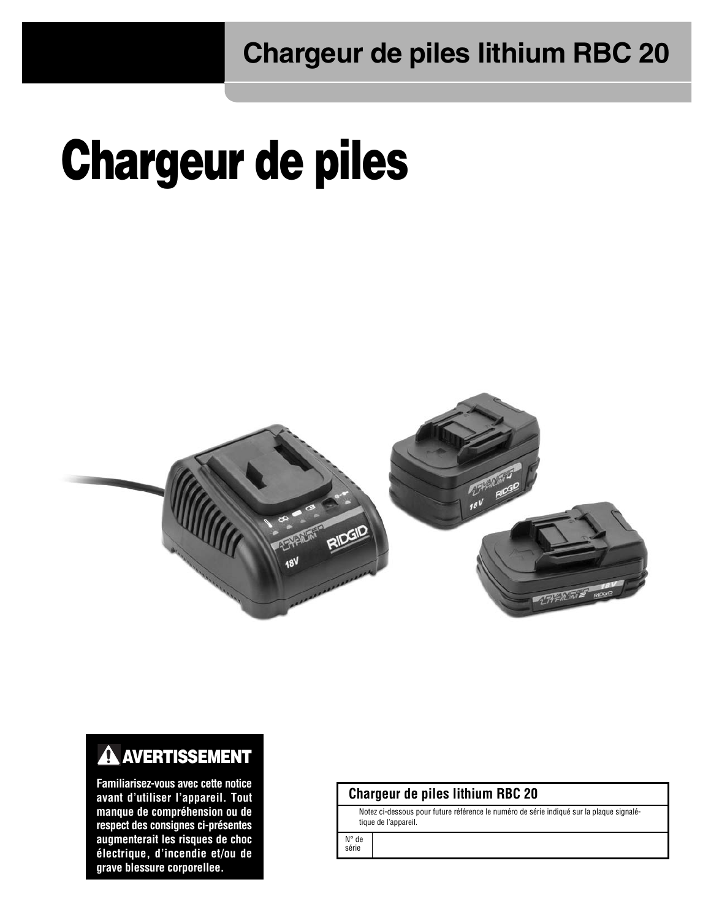# Chargeur de piles lithium RBC 20

# Chargeur de piles

## ⚠ AVERTISSEMENT

**Familiarisez-vous avec cette notice avant d'utiliser l'appareil. Tout manque de compréhension ou de respect des consignes ci-présentes augmenterait les risques de choc électrique, d'incendie et/ou de grave blessure corporellee.**

| Chargeur de piles lithium RBC 20 | |
|---|---|
| Notez ci-dessous pour future référence le numéro de série indiqué sur la plaque signalétique de l'appareil. | |
| N° de série | |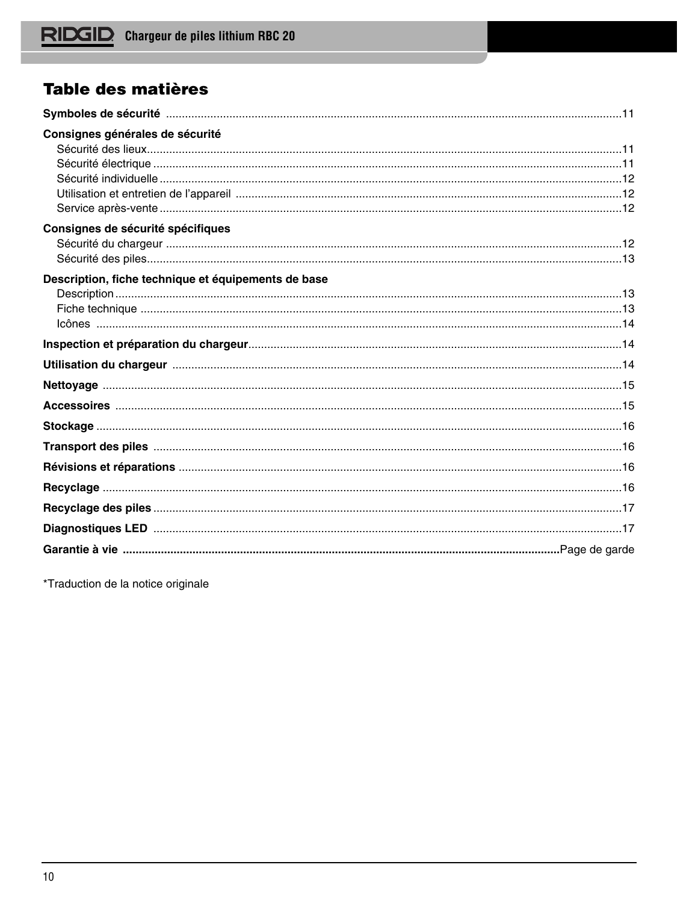# Table des matières

**Symboles de sécurité** ....................................................11

**Consignes générales de sécurité**

- Sécurité des lieux....................................................11
- Sécurité électrique ....................................................11
- Sécurité individuelle ....................................................12
- Utilisation et entretien de l'appareil ....................................................12
- Service après-vente ....................................................12

**Consignes de sécurité spécifiques**

- Sécurité du chargeur ....................................................12
- Sécurité des piles....................................................13

**Description, fiche technique et équipements de base**

- Description....................................................13
- Fiche technique ....................................................13
- Icônes ....................................................14

**Inspection et préparation du chargeur**....................................................14

**Utilisation du chargeur** ....................................................14

**Nettoyage** ....................................................15

**Accessoires** ....................................................15

**Stockage** ....................................................16

**Transport des piles** ....................................................16

**Révisions et réparations** ....................................................16

**Recyclage** ....................................................16

**Recyclage des piles** ....................................................17

**Diagnostiques LED** ....................................................17

**Garantie à vie** ....................................................Page de garde

*Traduction de la notice originale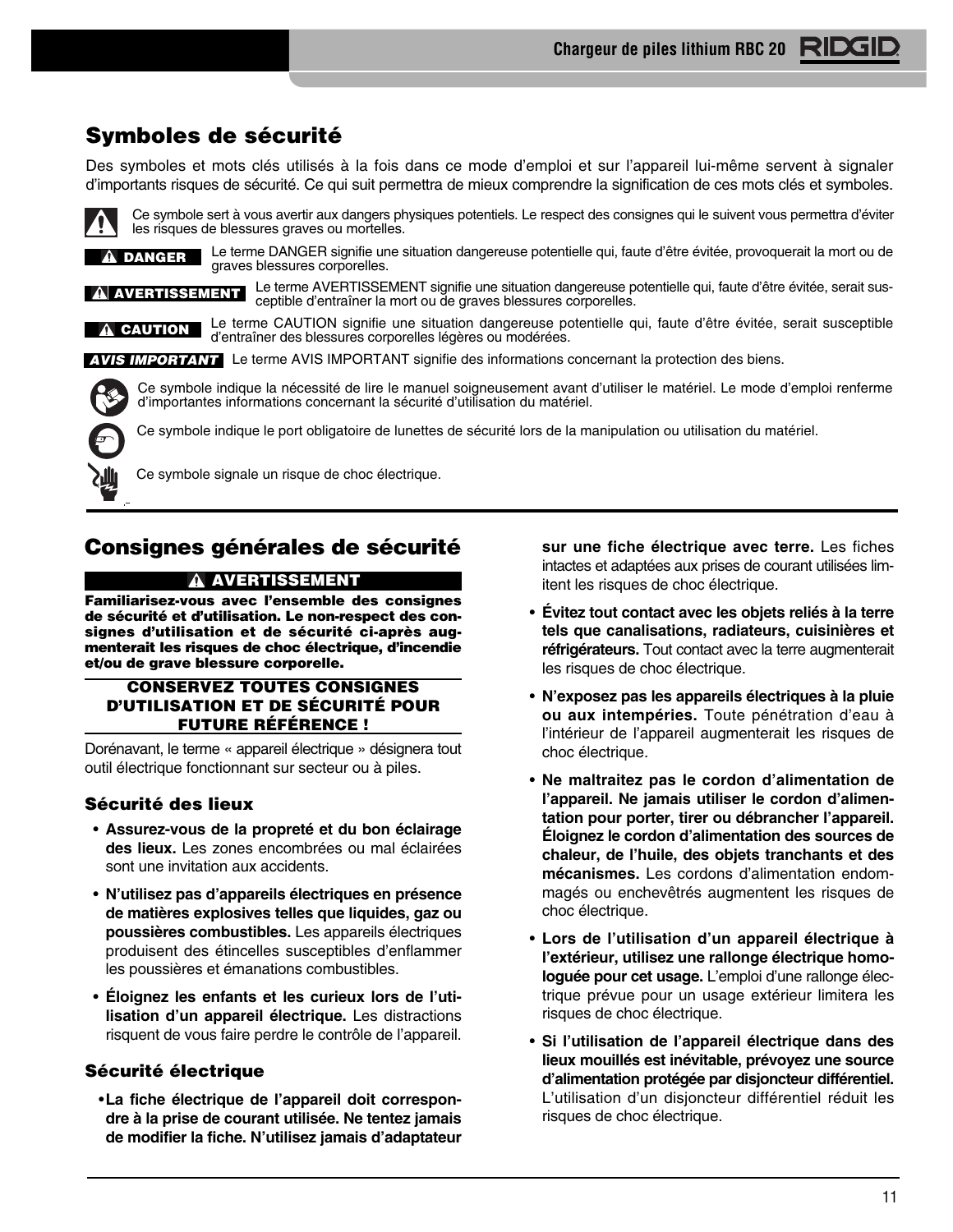## Symboles de sécurité

Des symboles et mots clés utilisés à la fois dans ce mode d'emploi et sur l'appareil lui-même servent à signaler d'importants risques de sécurité. Ce qui suit permettra de mieux comprendre la signification de ces mots clés et symboles.

Ce symbole sert à vous avertir aux dangers physiques potentiels. Le respect des consignes qui le suivent vous permettra d'éviter les risques de blessures graves ou mortelles.

**DANGER** Le terme DANGER signifie une situation dangereuse potentielle qui, faute d'être évitée, provoquerait la mort ou de graves blessures corporelles.

**AVERTISSEMENT** Le terme AVERTISSEMENT signifie une situation dangereuse potentielle qui, faute d'être évitée, serait susceptible d'entraîner la mort ou de graves blessures corporelles.

**CAUTION** Le terme CAUTION signifie une situation dangereuse potentielle qui, faute d'être évitée, serait susceptible d'entraîner des blessures corporelles légères ou modérées.

***AVIS IMPORTANT*** Le terme AVIS IMPORTANT signifie des informations concernant la protection des biens.

Ce symbole indique la nécessité de lire le manuel soigneusement avant d'utiliser le matériel. Le mode d'emploi renferme d'importantes informations concernant la sécurité d'utilisation du matériel.

Ce symbole indique le port obligatoire de lunettes de sécurité lors de la manipulation ou utilisation du matériel.

Ce symbole signale un risque de choc électrique.

## Consignes générales de sécurité

**AVERTISSEMENT**

**Familiarisez-vous avec l'ensemble des consignes de sécurité et d'utilisation. Le non-respect des consignes d'utilisation et de sécurité ci-après augmenterait les risques de choc électrique, d'incendie et/ou de grave blessure corporelle.**

**CONSERVEZ TOUTES CONSIGNES D'UTILISATION ET DE SÉCURITÉ POUR FUTURE RÉFÉRENCE !**

Dorénavant, le terme « appareil électrique » désignera tout outil électrique fonctionnant sur secteur ou à piles.

### Sécurité des lieux

- **Assurez-vous de la propreté et du bon éclairage des lieux.** Les zones encombrées ou mal éclairées sont une invitation aux accidents.
- **N'utilisez pas d'appareils électriques en présence de matières explosives telles que liquides, gaz ou poussières combustibles.** Les appareils électriques produisent des étincelles susceptibles d'enflammer les poussières et émanations combustibles.
- **Éloignez les enfants et les curieux lors de l'utilisation d'un appareil électrique.** Les distractions risquent de vous faire perdre le contrôle de l'appareil.

### Sécurité électrique

- **La fiche électrique de l'appareil doit correspondre à la prise de courant utilisée. Ne tentez jamais de modifier la fiche. N'utilisez jamais d'adaptateur sur une fiche électrique avec terre.** Les fiches intactes et adaptées aux prises de courant utilisées limitent les risques de choc électrique.
- **Évitez tout contact avec les objets reliés à la terre tels que canalisations, radiateurs, cuisinières et réfrigérateurs.** Tout contact avec la terre augmenterait les risques de choc électrique.
- **N'exposez pas les appareils électriques à la pluie ou aux intempéries.** Toute pénétration d'eau à l'intérieur de l'appareil augmenterait les risques de choc électrique.
- **Ne maltraitez pas le cordon d'alimentation de l'appareil. Ne jamais utiliser le cordon d'alimentation pour porter, tirer ou débrancher l'appareil. Éloignez le cordon d'alimentation des sources de chaleur, de l'huile, des objets tranchants et des mécanismes.** Les cordons d'alimentation endommagés ou enchevêtrés augmentent les risques de choc électrique.
- **Lors de l'utilisation d'un appareil électrique à l'extérieur, utilisez une rallonge électrique homologuée pour cet usage.** L'emploi d'une rallonge électrique prévue pour un usage extérieur limitera les risques de choc électrique.
- **Si l'utilisation de l'appareil électrique dans des lieux mouillés est inévitable, prévoyez une source d'alimentation protégée par disjoncteur différentiel.** L'utilisation d'un disjoncteur différentiel réduit les risques de choc électrique.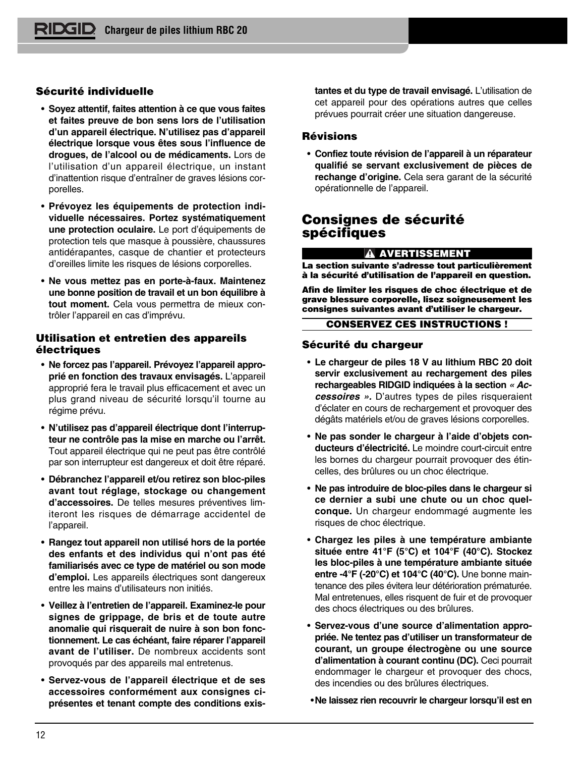### Sécurité individuelle

- **Soyez attentif, faites attention à ce que vous faites et faites preuve de bon sens lors de l'utilisation d'un appareil électrique. N'utilisez pas d'appareil électrique lorsque vous êtes sous l'influence de drogues, de l'alcool ou de médicaments.** Lors de l'utilisation d'un appareil électrique, un instant d'inattention risque d'entraîner de graves lésions corporelles.
- **Prévoyez les équipements de protection individuelle nécessaires. Portez systématiquement une protection oculaire.** Le port d'équipements de protection tels que masque à poussière, chaussures antidérapantes, casque de chantier et protecteurs d'oreilles limite les risques de lésions corporelles.
- **Ne vous mettez pas en porte-à-faux. Maintenez une bonne position de travail et un bon équilibre à tout moment.** Cela vous permettra de mieux contrôler l'appareil en cas d'imprévu.

### Utilisation et entretien des appareils électriques

- **Ne forcez pas l'appareil. Prévoyez l'appareil approprié en fonction des travaux envisagés.** L'appareil approprié fera le travail plus efficacement et avec un plus grand niveau de sécurité lorsqu'il tourne au régime prévu.
- **N'utilisez pas d'appareil électrique dont l'interrupteur ne contrôle pas la mise en marche ou l'arrêt.** Tout appareil électrique qui ne peut pas être contrôlé par son interrupteur est dangereux et doit être réparé.
- **Débranchez l'appareil et/ou retirez son bloc-piles avant tout réglage, stockage ou changement d'accessoires.** De telles mesures préventives limiteront les risques de démarrage accidentel de l'appareil.
- **Rangez tout appareil non utilisé hors de la portée des enfants et des individus qui n'ont pas été familiarisés avec ce type de matériel ou son mode d'emploi.** Les appareils électriques sont dangereux entre les mains d'utilisateurs non initiés.
- **Veillez à l'entretien de l'appareil. Examinez-le pour signes de grippage, de bris et de toute autre anomalie qui risquerait de nuire à son bon fonctionnement. Le cas échéant, faire réparer l'appareil avant de l'utiliser.** De nombreux accidents sont provoqués par des appareils mal entretenus.
- **Servez-vous de l'appareil électrique et de ses accessoires conformément aux consignes ci-présentes et tenant compte des conditions existantes et du type de travail envisagé.** L'utilisation de cet appareil pour des opérations autres que celles prévues pourrait créer une situation dangereuse.

### Révisions

- **Confiez toute révision de l'appareil à un réparateur qualifié se servant exclusivement de pièces de rechange d'origine.** Cela sera garant de la sécurité opérationnelle de l'appareil.

## Consignes de sécurité spécifiques

**⚠ AVERTISSEMENT**

**La section suivante s'adresse tout particulièrement à la sécurité d'utilisation de l'appareil en question.**

**Afin de limiter les risques de choc électrique et de grave blessure corporelle, lisez soigneusement les consignes suivantes avant d'utiliser le chargeur.**

**CONSERVEZ CES INSTRUCTIONS !**

### Sécurité du chargeur

- **Le chargeur de piles 18 V au lithium RBC 20 doit servir exclusivement au rechargement des piles rechargeables RIDGID indiquées à la section *« Accessoires ».*** D'autres types de piles risqueraient d'éclater en cours de rechargement et provoquer des dégâts matériels et/ou de graves lésions corporelles.
- **Ne pas sonder le chargeur à l'aide d'objets conducteurs d'électricité.** Le moindre court-circuit entre les bornes du chargeur pourrait provoquer des étincelles, des brûlures ou un choc électrique.
- **Ne pas introduire de bloc-piles dans le chargeur si ce dernier a subi une chute ou un choc quelconque.** Un chargeur endommagé augmente les risques de choc électrique.
- **Chargez les piles à une température ambiante située entre 41°F (5°C) et 104°F (40°C). Stockez les bloc-piles à une température ambiante située entre -4°F (-20°C) et 104°C (40°C).** Une bonne maintenance des piles évitera leur détérioration prématurée. Mal entretenues, elles risquent de fuir et de provoquer des chocs électriques ou des brûlures.
- **Servez-vous d'une source d'alimentation appropriée. Ne tentez pas d'utiliser un transformateur de courant, un groupe électrogène ou une source d'alimentation à courant continu (DC).** Ceci pourrait endommager le chargeur et provoquer des chocs, des incendies ou des brûlures électriques.
- **Ne laissez rien recouvrir le chargeur lorsqu'il est en**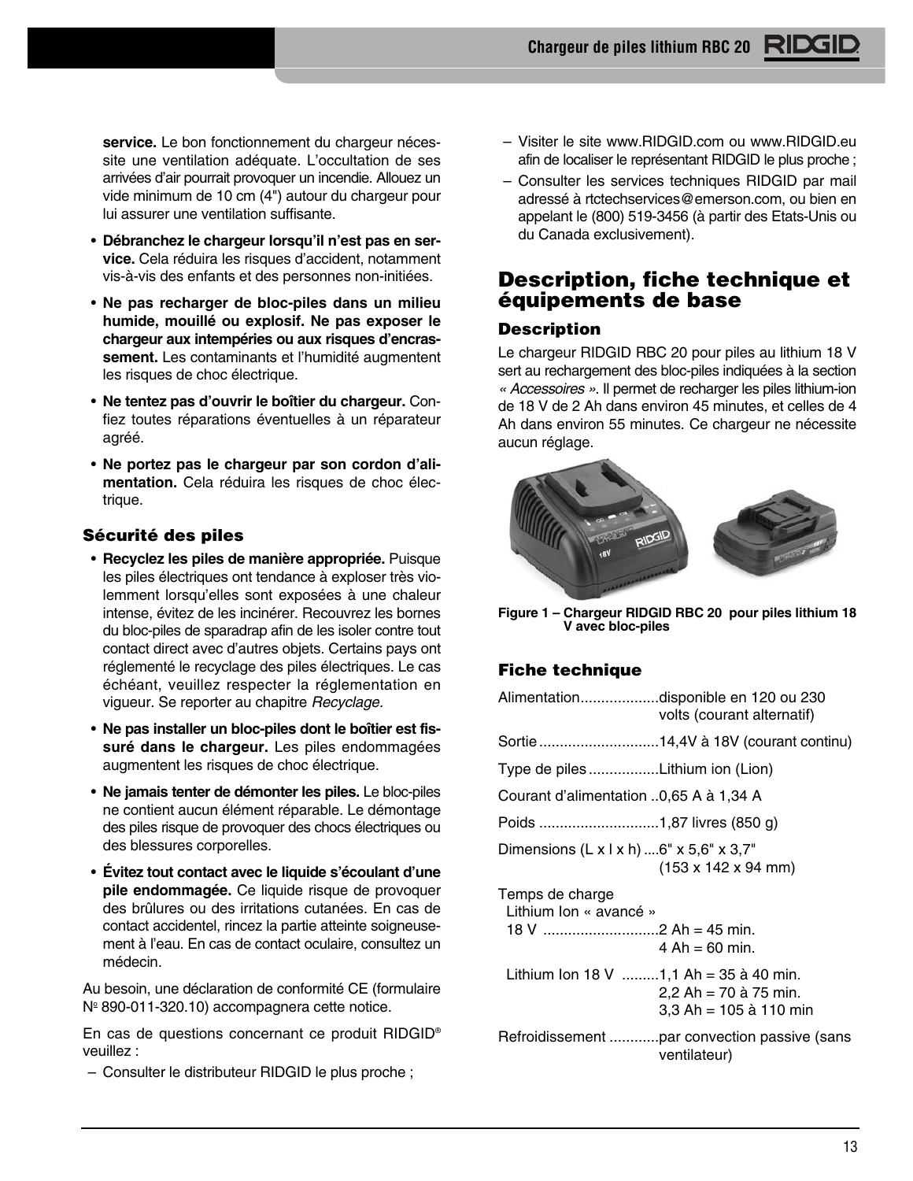**service.** Le bon fonctionnement du chargeur nécessite une ventilation adéquate. L'occultation de ses arrivées d'air pourrait provoquer un incendie. Allouez un vide minimum de 10 cm (4") autour du chargeur pour lui assurer une ventilation suffisante.

- **Débranchez le chargeur lorsqu'il n'est pas en service.** Cela réduira les risques d'accident, notamment vis-à-vis des enfants et des personnes non-initiées.
- **Ne pas recharger de bloc-piles dans un milieu humide, mouillé ou explosif. Ne pas exposer le chargeur aux intempéries ou aux risques d'encrassement.** Les contaminants et l'humidité augmentent les risques de choc électrique.
- **Ne tentez pas d'ouvrir le boîtier du chargeur.** Confiez toutes réparations éventuelles à un réparateur agréé.
- **Ne portez pas le chargeur par son cordon d'alimentation.** Cela réduira les risques de choc électrique.

### Sécurité des piles

- **Recyclez les piles de manière appropriée.** Puisque les piles électriques ont tendance à exploser très violemment lorsqu'elles sont exposées à une chaleur intense, évitez de les incinérer. Recouvrez les bornes du bloc-piles de sparadrap afin de les isoler contre tout contact direct avec d'autres objets. Certains pays ont réglementé le recyclage des piles électriques. Le cas échéant, veuillez respecter la réglementation en vigueur. Se reporter au chapitre *Recyclage*.
- **Ne pas installer un bloc-piles dont le boîtier est fissuré dans le chargeur.** Les piles endommagées augmentent les risques de choc électrique.
- **Ne jamais tenter de démonter les piles.** Le bloc-piles ne contient aucun élément réparable. Le démontage des piles risque de provoquer des chocs électriques ou des blessures corporelles.
- **Évitez tout contact avec le liquide s'écoulant d'une pile endommagée.** Ce liquide risque de provoquer des brûlures ou des irritations cutanées. En cas de contact accidentel, rincez la partie atteinte soigneusement à l'eau. En cas de contact oculaire, consultez un médecin.

Au besoin, une déclaration de conformité CE (formulaire N° 890-011-320.10) accompagnera cette notice.

En cas de questions concernant ce produit RIDGID® veuillez :

- Consulter le distributeur RIDGID le plus proche ;
- Visiter le site www.RIDGID.com ou www.RIDGID.eu afin de localiser le représentant RIDGID le plus proche ;
- Consulter les services techniques RIDGID par mail adressé à rtctechservices@emerson.com, ou bien en appelant le (800) 519-3456 (à partir des Etats-Unis ou du Canada exclusivement).

## Description, fiche technique et équipements de base

### Description

Le chargeur RIDGID RBC 20 pour piles au lithium 18 V sert au rechargement des bloc-piles indiquées à la section *« Accessoires »*. Il permet de recharger les piles lithium-ion de 18 V de 2 Ah dans environ 45 minutes, et celles de 4 Ah dans environ 55 minutes. Ce chargeur ne nécessite aucun réglage.

**Figure 1 – Chargeur RIDGID RBC 20 pour piles lithium 18 V avec bloc-piles**

### Fiche technique

Alimentation ................... disponible en 120 ou 230 volts (courant alternatif)

Sortie ............................. 14,4V à 18V (courant continu)

Type de piles ................. Lithium ion (Lion)

Courant d'alimentation .. 0,65 A à 1,34 A

Poids ............................. 1,87 livres (850 g)

Dimensions (L x l x h) .... 6" x 5,6" x 3,7" (153 x 142 x 94 mm)

Temps de charge
- Lithium Ion « avancé » 18 V ............................ 2 Ah = 45 min.
  4 Ah = 60 min.
- Lithium Ion 18 V ......... 1,1 Ah = 35 à 40 min.
  2,2 Ah = 70 à 75 min.
  3,3 Ah = 105 à 110 min

Refroidissement ............ par convection passive (sans ventilateur)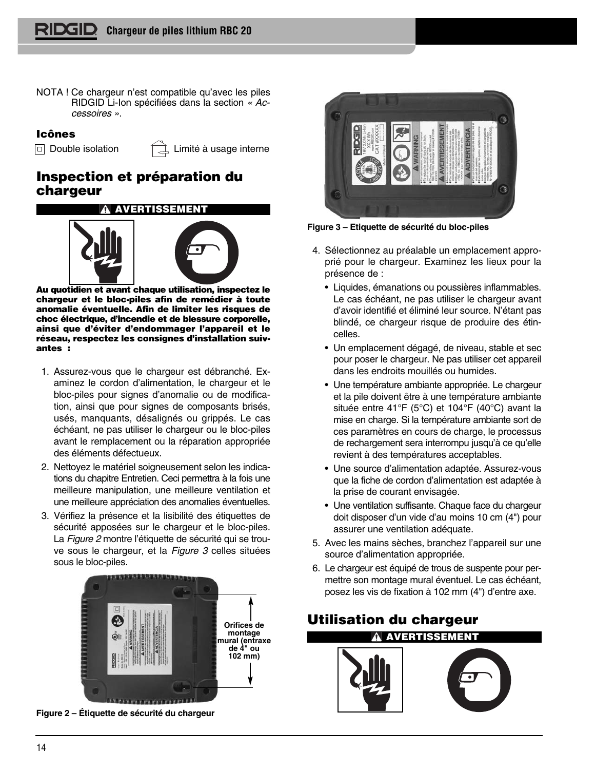NOTA ! Ce chargeur n'est compatible qu'avec les piles RIDGID Li-Ion spécifiées dans la section *« Accessoires »*.

### Icônes

Double isolation    Limité à usage interne

## Inspection et préparation du chargeur

**AVERTISSEMENT**

**Au quotidien et avant chaque utilisation, inspectez le chargeur et le bloc-piles afin de remédier à toute anomalie éventuelle. Afin de limiter les risques de choc électrique, d'incendie et de blessure corporelle, ainsi que d'éviter d'endommager l'appareil et le réseau, respectez les consignes d'installation suivantes :**

1. Assurez-vous que le chargeur est débranché. Examinez le cordon d'alimentation, le chargeur et le bloc-piles pour signes d'anomalie ou de modification, ainsi que pour signes de composants brisés, usés, manquants, désalignés ou grippés. Le cas échéant, ne pas utiliser le chargeur ou le bloc-piles avant le remplacement ou la réparation appropriée des éléments défectueux.
2. Nettoyez le matériel soigneusement selon les indications du chapitre Entretien. Ceci permettra à la fois une meilleure manipulation, une meilleure ventilation et une meilleure appréciation des anomalies éventuelles.
3. Vérifiez la présence et la lisibilité des étiquettes de sécurité apposées sur le chargeur et le bloc-piles. La *Figure 2* montre l'étiquette de sécurité qui se trouve sous le chargeur, et la *Figure 3* celles situées sous le bloc-piles.

Orifices de montage mural (entraxe de 4" ou 102 mm)

**Figure 2 – Étiquette de sécurité du chargeur**

**Figure 3 – Etiquette de sécurité du bloc-piles**

4. Sélectionnez au préalable un emplacement approprié pour le chargeur. Examinez les lieux pour la présence de :
   - Liquides, émanations ou poussières inflammables. Le cas échéant, ne pas utiliser le chargeur avant d'avoir identifié et éliminé leur source. N'étant pas blindé, ce chargeur risque de produire des étincelles.
   - Un emplacement dégagé, de niveau, stable et sec pour poser le chargeur. Ne pas utiliser cet appareil dans les endroits mouillés ou humides.
   - Une température ambiante appropriée. Le chargeur et la pile doivent être à une température ambiante située entre 41°F (5°C) et 104°F (40°C) avant la mise en charge. Si la température ambiante sort de ces paramètres en cours de charge, le processus de rechargement sera interrompu jusqu'à ce qu'elle revient à des températures acceptables.
   - Une source d'alimentation adaptée. Assurez-vous que la fiche de cordon d'alimentation est adaptée à la prise de courant envisagée.
   - Une ventilation suffisante. Chaque face du chargeur doit disposer d'un vide d'au moins 10 cm (4") pour assurer une ventilation adéquate.
5. Avec les mains sèches, branchez l'appareil sur une source d'alimentation appropriée.
6. Le chargeur est équipé de trous de suspente pour permettre son montage mural éventuel. Le cas échéant, posez les vis de fixation à 102 mm (4") d'entre axe.

## Utilisation du chargeur

**AVERTISSEMENT**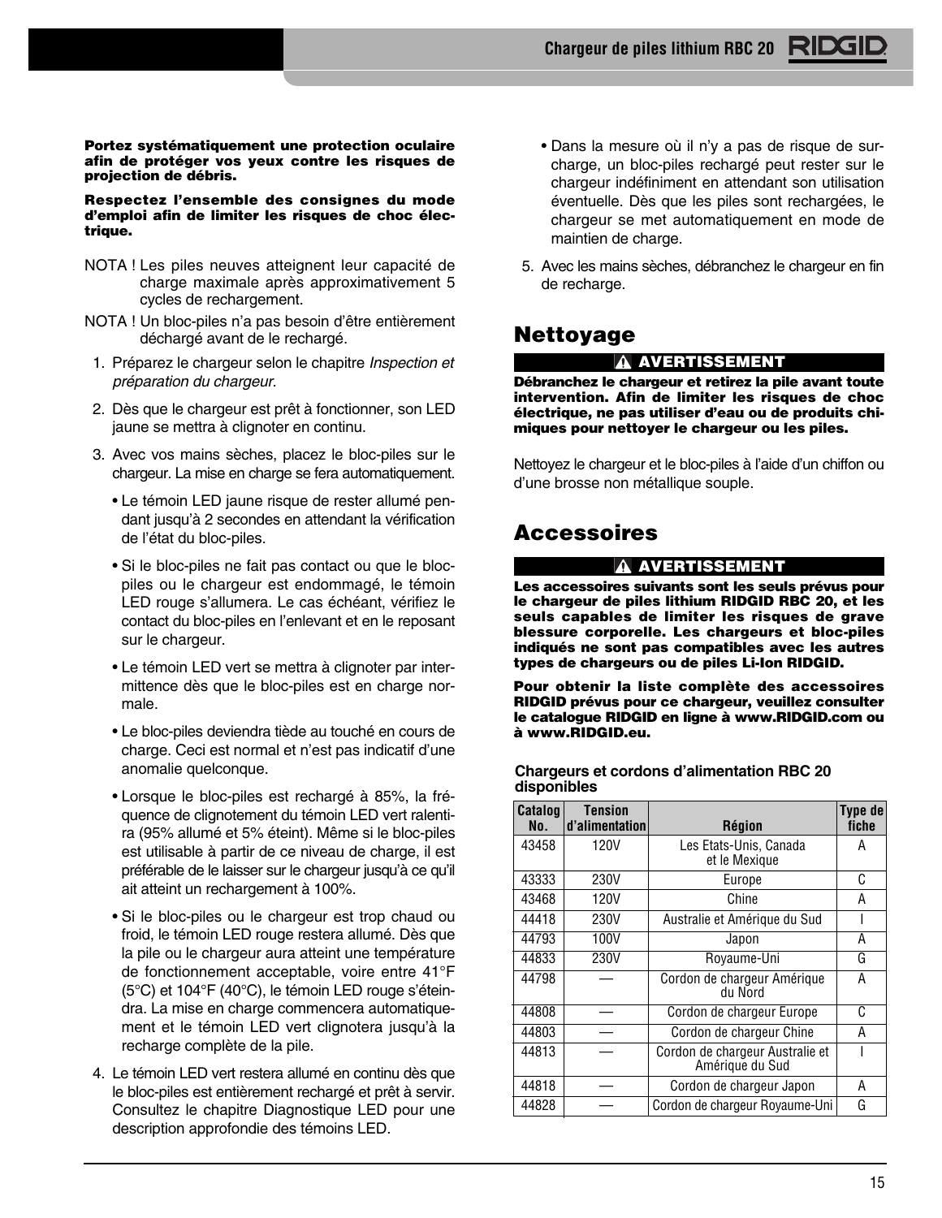**Portez systématiquement une protection oculaire afin de protéger vos yeux contre les risques de projection de débris.**

**Respectez l'ensemble des consignes du mode d'emploi afin de limiter les risques de choc électrique.**

NOTA ! Les piles neuves atteignent leur capacité de charge maximale après approximativement 5 cycles de rechargement.

NOTA ! Un bloc-piles n'a pas besoin d'être entièrement déchargé avant de le rechargé.

1. Préparez le chargeur selon le chapitre *Inspection et préparation du chargeur.*
2. Dès que le chargeur est prêt à fonctionner, son LED jaune se mettra à clignoter en continu.
3. Avec vos mains sèches, placez le bloc-piles sur le chargeur. La mise en charge se fera automatiquement.
   - Le témoin LED jaune risque de rester allumé pendant jusqu'à 2 secondes en attendant la vérification de l'état du bloc-piles.
   - Si le bloc-piles ne fait pas contact ou que le bloc-piles ou le chargeur est endommagé, le témoin LED rouge s'allumera. Le cas échéant, vérifiez le contact du bloc-piles en l'enlevant et en le reposant sur le chargeur.
   - Le témoin LED vert se mettra à clignoter par intermittence dès que le bloc-piles est en charge normale.
   - Le bloc-piles deviendra tiède au touché en cours de charge. Ceci est normal et n'est pas indicatif d'une anomalie quelconque.
   - Lorsque le bloc-piles est rechargé à 85%, la fréquence de clignotement du témoin LED vert ralentira (95% allumé et 5% éteint). Même si le bloc-piles est utilisable à partir de ce niveau de charge, il est préférable de le laisser sur le chargeur jusqu'à ce qu'il ait atteint un rechargement à 100%.
   - Si le bloc-piles ou le chargeur est trop chaud ou froid, le témoin LED rouge restera allumé. Dès que la pile ou le chargeur aura atteint une température de fonctionnement acceptable, voire entre 41°F (5°C) et 104°F (40°C), le témoin LED rouge s'éteindra. La mise en charge commencera automatiquement et le témoin LED vert clignotera jusqu'à la recharge complète de la pile.
4. Le témoin LED vert restera allumé en continu dès que le bloc-piles est entièrement rechargé et prêt à servir. Consultez le chapitre Diagnostique LED pour une description approfondie des témoins LED.
   - Dans la mesure où il n'y a pas de risque de surcharge, un bloc-piles rechargé peut rester sur le chargeur indéfiniment en attendant son utilisation éventuelle. Dès que les piles sont rechargées, le chargeur se met automatiquement en mode de maintien de charge.
5. Avec les mains sèches, débranchez le chargeur en fin de recharge.

## Nettoyage

**⚠ AVERTISSEMENT**

**Débranchez le chargeur et retirez la pile avant toute intervention. Afin de limiter les risques de choc électrique, ne pas utiliser d'eau ou de produits chimiques pour nettoyer le chargeur ou les piles.**

Nettoyez le chargeur et le bloc-piles à l'aide d'un chiffon ou d'une brosse non métallique souple.

## Accessoires

**⚠ AVERTISSEMENT**

**Les accessoires suivants sont les seuls prévus pour le chargeur de piles lithium RIDGID RBC 20, et les seuls capables de limiter les risques de grave blessure corporelle. Les chargeurs et bloc-piles indiqués ne sont pas compatibles avec les autres types de chargeurs ou de piles Li-Ion RIDGID.**

**Pour obtenir la liste complète des accessoires RIDGID prévus pour ce chargeur, veuillez consulter le catalogue RIDGID en ligne à www.RIDGID.com ou à www.RIDGID.eu.**

**Chargeurs et cordons d'alimentation RBC 20 disponibles**

| Catalog No. | Tension d'alimentation | Région | Type de fiche |
|---|---|---|---|
| 43458 | 120V | Les Etats-Unis, Canada et le Mexique | A |
| 43333 | 230V | Europe | C |
| 43468 | 120V | Chine | A |
| 44418 | 230V | Australie et Amérique du Sud | I |
| 44793 | 100V | Japon | A |
| 44833 | 230V | Royaume-Uni | G |
| 44798 | — | Cordon de chargeur Amérique du Nord | A |
| 44808 | — | Cordon de chargeur Europe | C |
| 44803 | — | Cordon de chargeur Chine | A |
| 44813 | — | Cordon de chargeur Australie et Amérique du Sud | I |
| 44818 | — | Cordon de chargeur Japon | A |
| 44828 | — | Cordon de chargeur Royaume-Uni | G |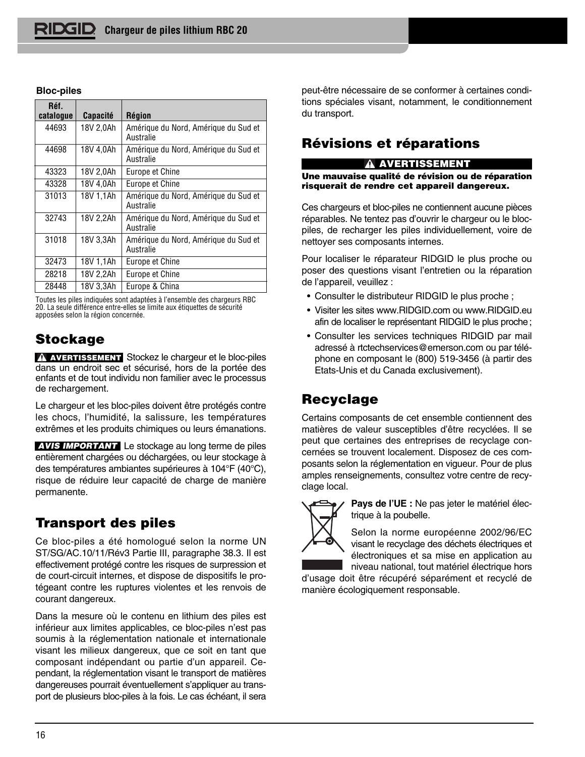**Bloc-piles**

| Réf. catalogue | Capacité | Région |
|---|---|---|
| 44693 | 18V 2,0Ah | Amérique du Nord, Amérique du Sud et Australie |
| 44698 | 18V 4,0Ah | Amérique du Nord, Amérique du Sud et Australie |
| 43323 | 18V 2,0Ah | Europe et Chine |
| 43328 | 18V 4,0Ah | Europe et Chine |
| 31013 | 18V 1,1Ah | Amérique du Nord, Amérique du Sud et Australie |
| 32743 | 18V 2,2Ah | Amérique du Nord, Amérique du Sud et Australie |
| 31018 | 18V 3,3Ah | Amérique du Nord, Amérique du Sud et Australie |
| 32473 | 18V 1,1Ah | Europe et Chine |
| 28218 | 18V 2,2Ah | Europe et Chine |
| 28448 | 18V 3,3Ah | Europe & China |

Toutes les piles indiquées sont adaptées à l'ensemble des chargeurs RBC 20. La seule différence entre-elles se limite aux étiquettes de sécurité apposées selon la région concernée.

## Stockage

**⚠ AVERTISSEMENT** Stockez le chargeur et le bloc-piles dans un endroit sec et sécurisé, hors de la portée des enfants et de tout individu non familier avec le processus de rechargement.

Le chargeur et les bloc-piles doivent être protégés contre les chocs, l'humidité, la salissure, les températures extrêmes et les produits chimiques ou leurs émanations.

***AVIS IMPORTANT*** Le stockage au long terme de piles entièrement chargées ou déchargées, ou leur stockage à des températures ambiantes supérieures à 104°F (40°C), risque de réduire leur capacité de charge de manière permanente.

## Transport des piles

Ce bloc-piles a été homologué selon la norme UN ST/SG/AC.10/11/Rév3 Partie III, paragraphe 38.3. Il est effectivement protégé contre les risques de surpression et de court-circuit internes, et dispose de dispositifs le protégeant contre les ruptures violentes et les renvois de courant dangereux.

Dans la mesure où le contenu en lithium des piles est inférieur aux limites applicables, ce bloc-piles n'est pas soumis à la réglementation nationale et internationale visant les milieux dangereux, que ce soit en tant que composant indépendant ou partie d'un appareil. Cependant, la réglementation visant le transport de matières dangereuses pourrait éventuellement s'appliquer au transport de plusieurs bloc-piles à la fois. Le cas échéant, il sera peut-être nécessaire de se conformer à certaines conditions spéciales visant, notamment, le conditionnement du transport.

## Révisions et réparations

**⚠ AVERTISSEMENT**

**Une mauvaise qualité de révision ou de réparation risquerait de rendre cet appareil dangereux.**

Ces chargeurs et bloc-piles ne contiennent aucune pièces réparables. Ne tentez pas d'ouvrir le chargeur ou le bloc-piles, de recharger les piles individuellement, voire de nettoyer ses composants internes.

Pour localiser le réparateur RIDGID le plus proche ou poser des questions visant l'entretien ou la réparation de l'appareil, veuillez :

- Consulter le distributeur RIDGID le plus proche ;
- Visiter les sites www.RIDGID.com ou www.RIDGID.eu afin de localiser le représentant RIDGID le plus proche ;
- Consulter les services techniques RIDGID par mail adressé à rtctechservices@emerson.com ou par téléphone en composant le (800) 519-3456 (à partir des Etats-Unis et du Canada exclusivement).

## Recyclage

Certains composants de cet ensemble contiennent des matières de valeur susceptibles d'être recyclées. Il se peut que certaines des entreprises de recyclage concernées se trouvent localement. Disposez de ces composants selon la réglementation en vigueur. Pour de plus amples renseignements, consultez votre centre de recyclage local.

**Pays de l'UE :** Ne pas jeter le matériel électrique à la poubelle.

Selon la norme européenne 2002/96/EC visant le recyclage des déchets électriques et électroniques et sa mise en application au niveau national, tout matériel électrique hors d'usage doit être récupéré séparément et recyclé de manière écologiquement responsable.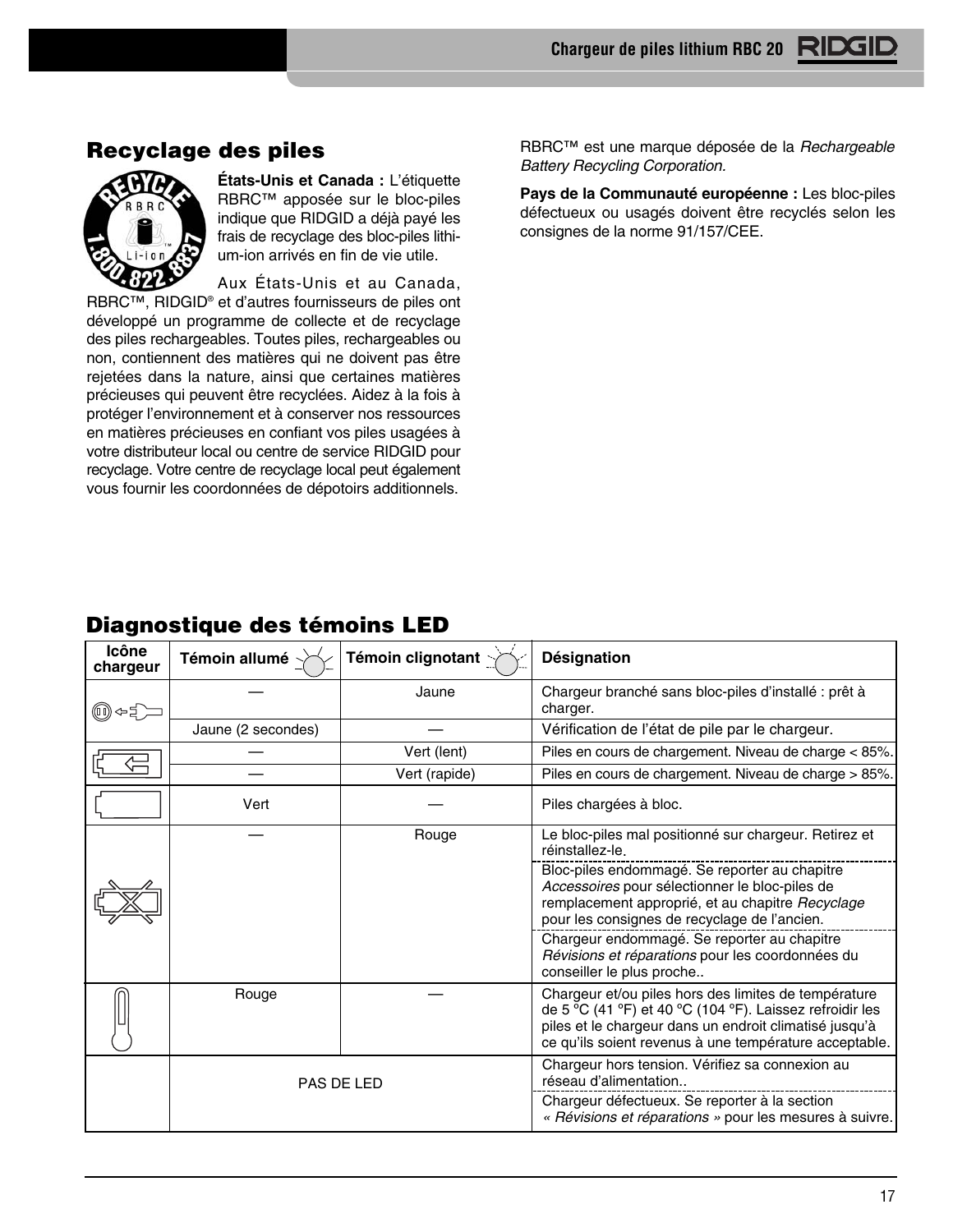## Recyclage des piles

**États-Unis et Canada :** L'étiquette RBRC™ apposée sur le bloc-piles indique que RIDGID a déjà payé les frais de recyclage des bloc-piles lithium-ion arrivés en fin de vie utile.

Aux États-Unis et au Canada, RBRC™, RIDGID® et d'autres fournisseurs de piles ont développé un programme de collecte et de recyclage des piles rechargeables. Toutes piles, rechargeables ou non, contiennent des matières qui ne doivent pas être rejetées dans la nature, ainsi que certaines matières précieuses qui peuvent être recyclées. Aidez à la fois à protéger l'environnement et à conserver nos ressources en matières précieuses en confiant vos piles usagées à votre distributeur local ou centre de service RIDGID pour recyclage. Votre centre de recyclage local peut également vous fournir les coordonnées de dépotoirs additionnels.

RBRC™ est une marque déposée de la *Rechargeable Battery Recycling Corporation.*

**Pays de la Communauté européenne :** Les bloc-piles défectueux ou usagés doivent être recyclés selon les consignes de la norme 91/157/CEE.

## Diagnostique des témoins LED

| Icône chargeur | Témoin allumé | Témoin clignotant | Désignation |
|---|---|---|---|
| | — | Jaune | Chargeur branché sans bloc-piles d'installé : prêt à charger. |
| | Jaune (2 secondes) | — | Vérification de l'état de pile par le chargeur. |
| | — | Vert (lent) | Piles en cours de chargement. Niveau de charge < 85%. |
| | — | Vert (rapide) | Piles en cours de chargement. Niveau de charge > 85%. |
| | Vert | — | Piles chargées à bloc. |
| | — | Rouge | Le bloc-piles mal positionné sur chargeur. Retirez et réinstallez-le. |
| | | | Bloc-piles endommagé. Se reporter au chapitre *Accessoires* pour sélectionner le bloc-piles de remplacement approprié, et au chapitre *Recyclage* pour les consignes de recyclage de l'ancien. |
| | | | Chargeur endommagé. Se reporter au chapitre *Révisions et réparations* pour les coordonnées du conseiller le plus proche.. |
| | Rouge | — | Chargeur et/ou piles hors des limites de température de 5 ºC (41 ºF) et 40 ºC (104 ºF). Laissez refroidir les piles et le chargeur dans un endroit climatisé jusqu'à ce qu'ils soient revenus à une température acceptable. |
| | PAS DE LED | | Chargeur hors tension. Vérifiez sa connexion au réseau d'alimentation.. |
| | | | Chargeur défectueux. Se reporter à la section *« Révisions et réparations »* pour les mesures à suivre. |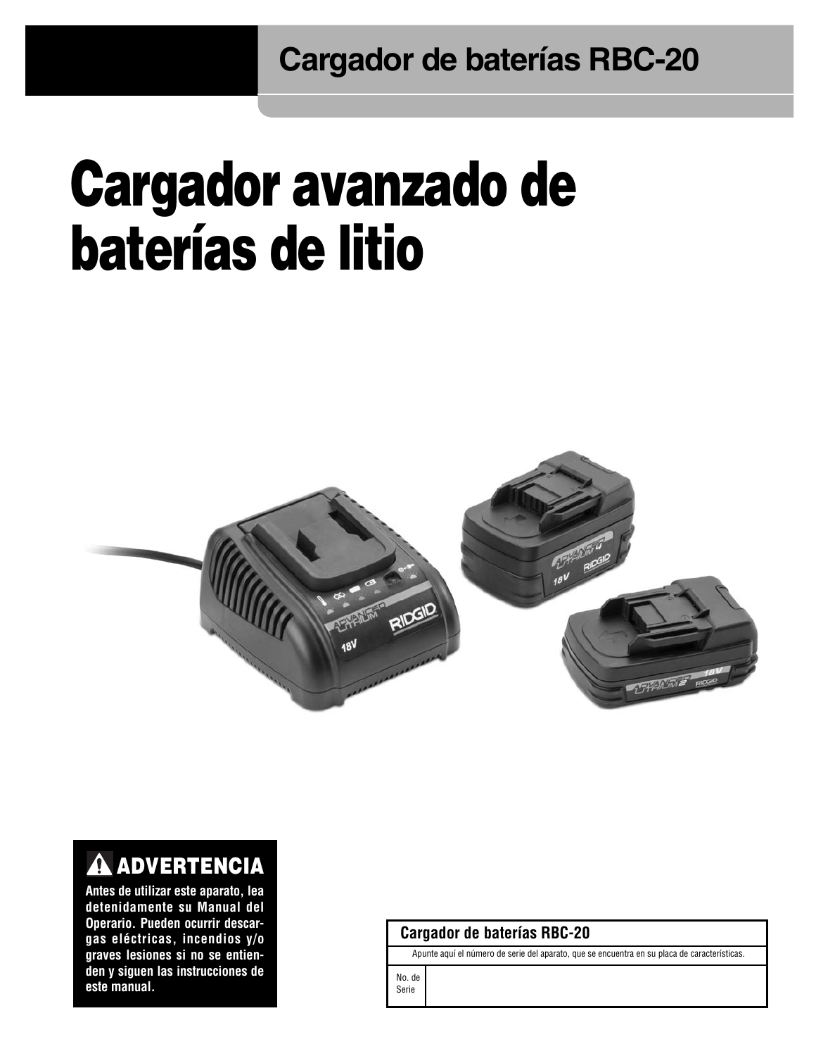# Cargador de baterías RBC-20

# Cargador avanzado de baterías de litio

## ⚠ ADVERTENCIA

**Antes de utilizar este aparato, lea detenidamente su Manual del Operario. Pueden ocurrir descargas eléctricas, incendios y/o graves lesiones si no se entienden y siguen las instrucciones de este manual.**

| Cargador de baterías RBC-20 | |
|---|---|
| Apunte aquí el número de serie del aparato, que se encuentra en su placa de características. | |
| No. de Serie | |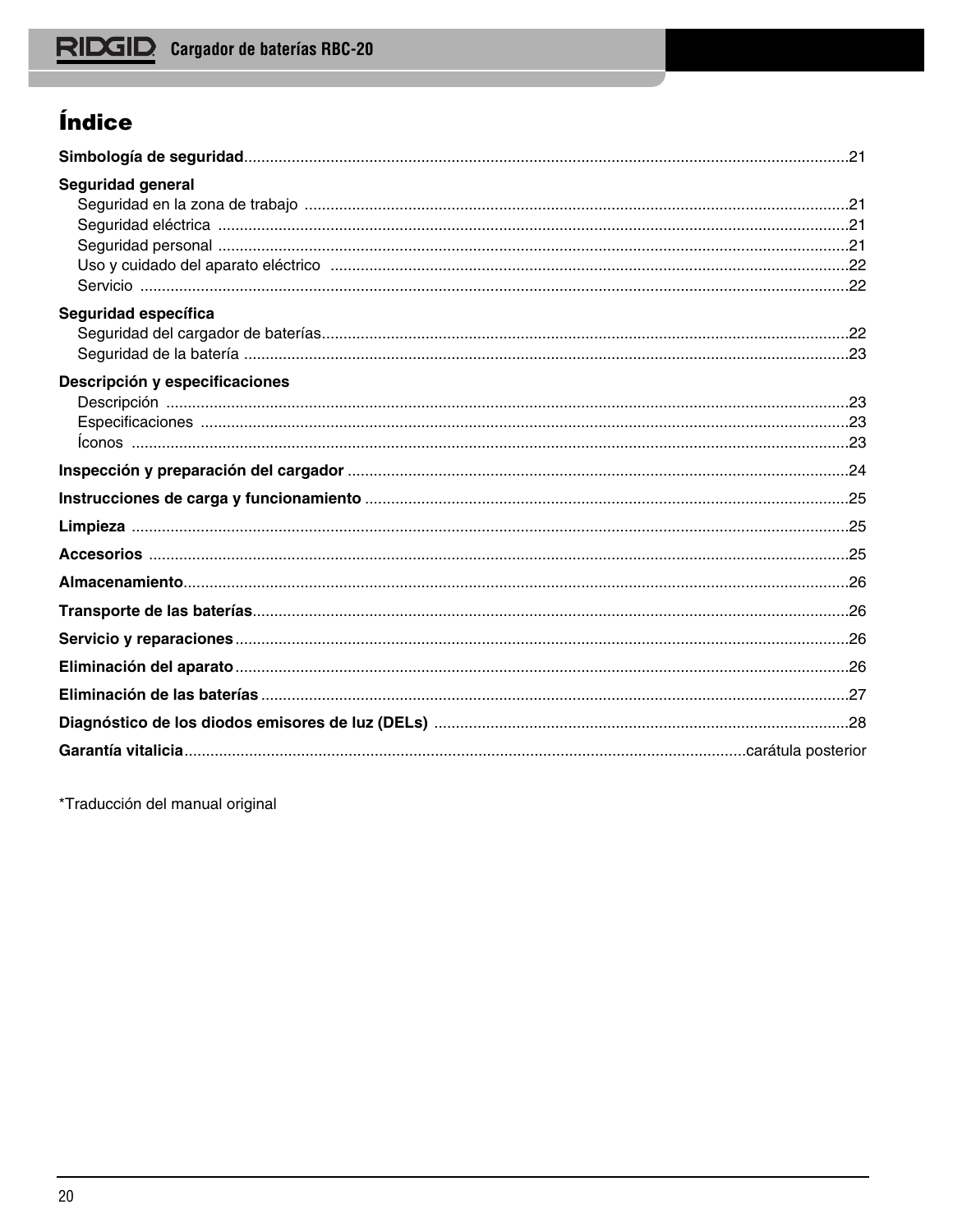# Índice

**Simbología de seguridad**...21

**Seguridad general**
- Seguridad en la zona de trabajo ...21
- Seguridad eléctrica ...21
- Seguridad personal ...21
- Uso y cuidado del aparato eléctrico ...22
- Servicio ...22

**Seguridad específica**
- Seguridad del cargador de baterías...22
- Seguridad de la batería ...23

**Descripción y especificaciones**
- Descripción ...23
- Especificaciones ...23
- Íconos ...23

**Inspección y preparación del cargador** ...24

**Instrucciones de carga y funcionamiento** ...25

**Limpieza** ...25

**Accesorios** ...25

**Almacenamiento**...26

**Transporte de las baterías**...26

**Servicio y reparaciones**...26

**Eliminación del aparato**...26

**Eliminación de las baterías** ...27

**Diagnóstico de los diodos emisores de luz (DELs)** ...28

**Garantía vitalicia**...carátula posterior

*Traducción del manual original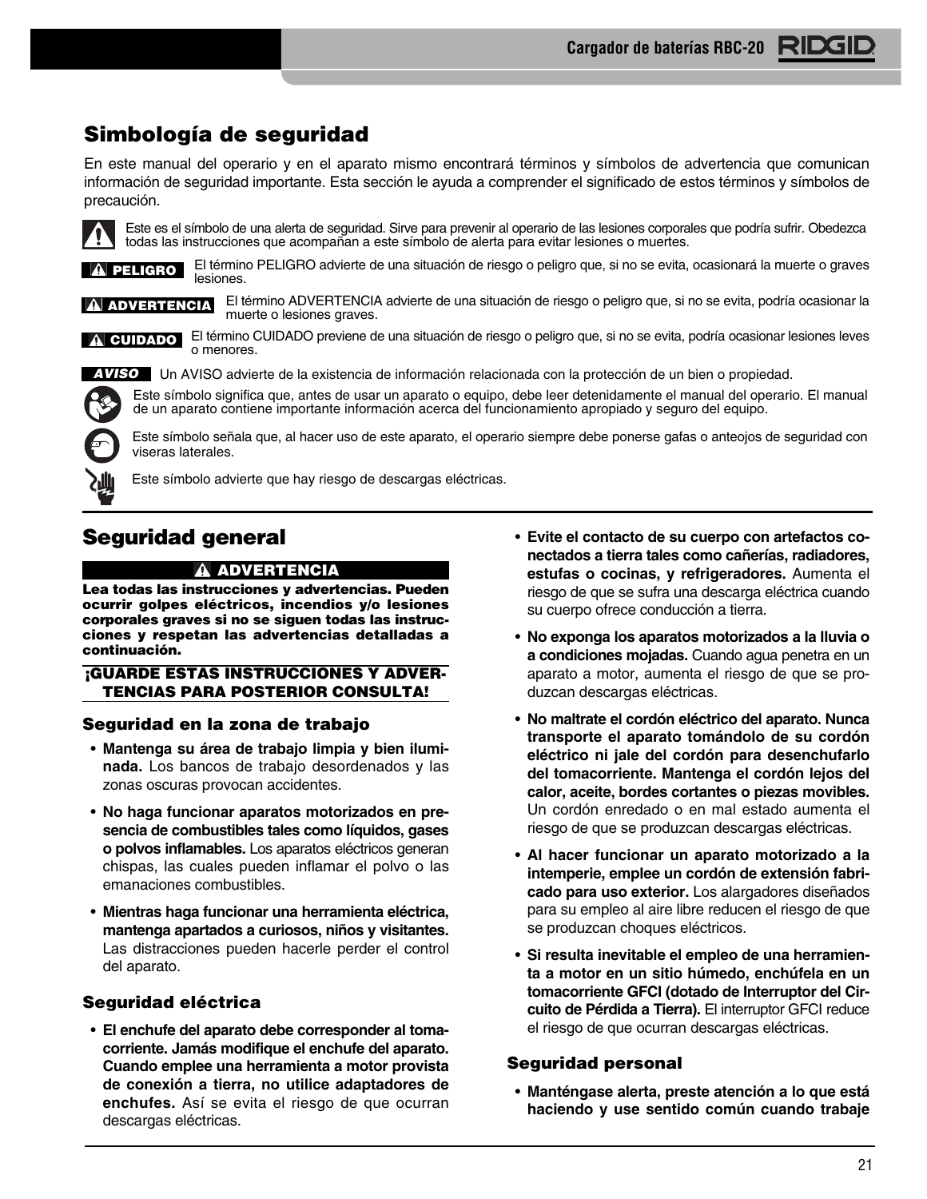## Simbología de seguridad

En este manual del operario y en el aparato mismo encontrará términos y símbolos de advertencia que comunican información de seguridad importante. Esta sección le ayuda a comprender el significado de estos términos y símbolos de precaución.

Este es el símbolo de una alerta de seguridad. Sirve para prevenir al operario de las lesiones corporales que podría sufrir. Obedezca todas las instrucciones que acompañan a este símbolo de alerta para evitar lesiones o muertes.

**PELIGRO** El término PELIGRO advierte de una situación de riesgo o peligro que, si no se evita, ocasionará la muerte o graves lesiones.

**ADVERTENCIA** El término ADVERTENCIA advierte de una situación de riesgo o peligro que, si no se evita, podría ocasionar la muerte o lesiones graves.

**CUIDADO** El término CUIDADO previene de una situación de riesgo o peligro que, si no se evita, podría ocasionar lesiones leves o menores.

***AVISO*** Un AVISO advierte de la existencia de información relacionada con la protección de un bien o propiedad.

Este símbolo significa que, antes de usar un aparato o equipo, debe leer detenidamente el manual del operario. El manual de un aparato contiene importante información acerca del funcionamiento apropiado y seguro del equipo.

Este símbolo señala que, al hacer uso de este aparato, el operario siempre debe ponerse gafas o anteojos de seguridad con viseras laterales.

Este símbolo advierte que hay riesgo de descargas eléctricas.

## Seguridad general

**ADVERTENCIA**

**Lea todas las instrucciones y advertencias. Pueden ocurrir golpes eléctricos, incendios y/o lesiones corporales graves si no se siguen todas las instrucciones y respetan las advertencias detalladas a continuación.**

**¡GUARDE ESTAS INSTRUCCIONES Y ADVERTENCIAS PARA POSTERIOR CONSULTA!**

### Seguridad en la zona de trabajo

- **Mantenga su área de trabajo limpia y bien iluminada.** Los bancos de trabajo desordenados y las zonas oscuras provocan accidentes.
- **No haga funcionar aparatos motorizados en presencia de combustibles tales como líquidos, gases o polvos inflamables.** Los aparatos eléctricos generan chispas, las cuales pueden inflamar el polvo o las emanaciones combustibles.
- **Mientras haga funcionar una herramienta eléctrica, mantenga apartados a curiosos, niños y visitantes.** Las distracciones pueden hacerle perder el control del aparato.

### Seguridad eléctrica

- **El enchufe del aparato debe corresponder al tomacorriente. Jamás modifique el enchufe del aparato. Cuando emplee una herramienta a motor provista de conexión a tierra, no utilice adaptadores de enchufes.** Así se evita el riesgo de que ocurran descargas eléctricas.
- **Evite el contacto de su cuerpo con artefactos conectados a tierra tales como cañerías, radiadores, estufas o cocinas, y refrigeradores.** Aumenta el riesgo de que se sufra una descarga eléctrica cuando su cuerpo ofrece conducción a tierra.
- **No exponga los aparatos motorizados a la lluvia o a condiciones mojadas.** Cuando agua penetra en un aparato a motor, aumenta el riesgo de que se produzcan descargas eléctricas.
- **No maltrate el cordón eléctrico del aparato. Nunca transporte el aparato tomándolo de su cordón eléctrico ni jale del cordón para desenchufarlo del tomacorriente. Mantenga el cordón lejos del calor, aceite, bordes cortantes o piezas movibles.** Un cordón enredado o en mal estado aumenta el riesgo de que se produzcan descargas eléctricas.
- **Al hacer funcionar un aparato motorizado a la intemperie, emplee un cordón de extensión fabricado para uso exterior.** Los alargadores diseñados para su empleo al aire libre reducen el riesgo de que se produzcan choques eléctricos.
- **Si resulta inevitable el empleo de una herramienta a motor en un sitio húmedo, enchúfela en un tomacorriente GFCI (dotado de Interruptor del Circuito de Pérdida a Tierra).** El interruptor GFCI reduce el riesgo de que ocurran descargas eléctricas.

### Seguridad personal

- **Manténgase alerta, preste atención a lo que está haciendo y use sentido común cuando trabaje**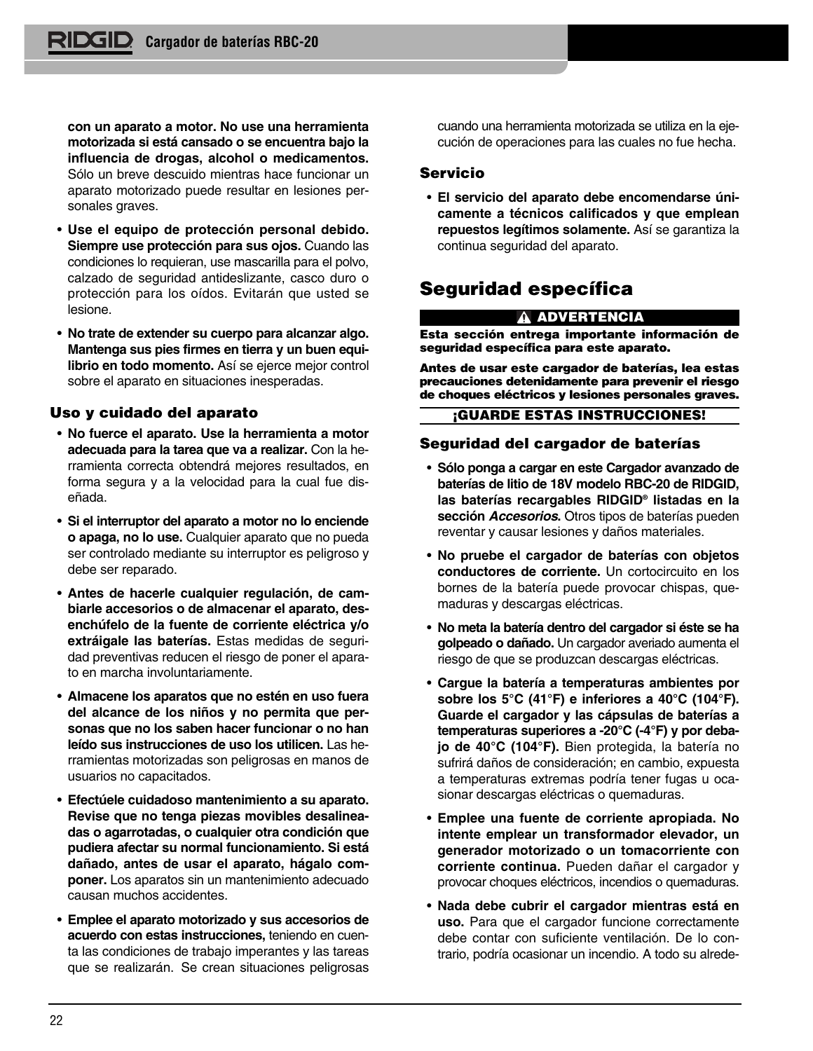**con un aparato a motor. No use una herramienta motorizada si está cansado o se encuentra bajo la influencia de drogas, alcohol o medicamentos.** Sólo un breve descuido mientras hace funcionar un aparato motorizado puede resultar en lesiones personales graves.

- **Use el equipo de protección personal debido. Siempre use protección para sus ojos.** Cuando las condiciones lo requieran, use mascarilla para el polvo, calzado de seguridad antideslizante, casco duro o protección para los oídos. Evitarán que usted se lesione.
- **No trate de extender su cuerpo para alcanzar algo. Mantenga sus pies firmes en tierra y un buen equilibrio en todo momento.** Así se ejerce mejor control sobre el aparato en situaciones inesperadas.

### Uso y cuidado del aparato

- **No fuerce el aparato. Use la herramienta a motor adecuada para la tarea que va a realizar.** Con la herramienta correcta obtendrá mejores resultados, en forma segura y a la velocidad para la cual fue diseñada.
- **Si el interruptor del aparato a motor no lo enciende o apaga, no lo use.** Cualquier aparato que no pueda ser controlado mediante su interruptor es peligroso y debe ser reparado.
- **Antes de hacerle cualquier regulación, de cambiarle accesorios o de almacenar el aparato, desenchúfelo de la fuente de corriente eléctrica y/o extráigale las baterías.** Estas medidas de seguridad preventivas reducen el riesgo de poner el aparato en marcha involuntariamente.
- **Almacene los aparatos que no estén en uso fuera del alcance de los niños y no permita que personas que no los saben hacer funcionar o no han leído sus instrucciones de uso los utilicen.** Las herramientas motorizadas son peligrosas en manos de usuarios no capacitados.
- **Efectúele cuidadoso mantenimiento a su aparato. Revise que no tenga piezas movibles desalineadas o agarrotadas, o cualquier otra condición que pudiera afectar su normal funcionamiento. Si está dañado, antes de usar el aparato, hágalo componer.** Los aparatos sin un mantenimiento adecuado causan muchos accidentes.
- **Emplee el aparato motorizado y sus accesorios de acuerdo con estas instrucciones,** teniendo en cuenta las condiciones de trabajo imperantes y las tareas que se realizarán. Se crean situaciones peligrosas cuando una herramienta motorizada se utiliza en la ejecución de operaciones para las cuales no fue hecha.

### Servicio

- **El servicio del aparato debe encomendarse únicamente a técnicos calificados y que emplean repuestos legítimos solamente.** Así se garantiza la continua seguridad del aparato.

## Seguridad específica

**⚠ ADVERTENCIA**

**Esta sección entrega importante información de seguridad específica para este aparato.**

**Antes de usar este cargador de baterías, lea estas precauciones detenidamente para prevenir el riesgo de choques eléctricos y lesiones personales graves.**

**¡GUARDE ESTAS INSTRUCCIONES!**

### Seguridad del cargador de baterías

- **Sólo ponga a cargar en este Cargador avanzado de baterías de litio de 18V modelo RBC-20 de RIDGID, las baterías recargables RIDGID® listadas en la sección *Accesorios*.** Otros tipos de baterías pueden reventar y causar lesiones y daños materiales.
- **No pruebe el cargador de baterías con objetos conductores de corriente.** Un cortocircuito en los bornes de la batería puede provocar chispas, quemaduras y descargas eléctricas.
- **No meta la batería dentro del cargador si éste se ha golpeado o dañado.** Un cargador averiado aumenta el riesgo de que se produzcan descargas eléctricas.
- **Cargue la batería a temperaturas ambientes por sobre los 5°C (41°F) e inferiores a 40°C (104°F). Guarde el cargador y las cápsulas de baterías a temperaturas superiores a -20°C (-4°F) y por debajo de 40°C (104°F).** Bien protegida, la batería no sufrirá daños de consideración; en cambio, expuesta a temperaturas extremas podría tener fugas u ocasionar descargas eléctricas o quemaduras.
- **Emplee una fuente de corriente apropiada. No intente emplear un transformador elevador, un generador motorizado o un tomacorriente con corriente continua.** Pueden dañar el cargador y provocar choques eléctricos, incendios o quemaduras.
- **Nada debe cubrir el cargador mientras está en uso.** Para que el cargador funcione correctamente debe contar con suficiente ventilación. De lo contrario, podría ocasionar un incendio. A todo su alrede-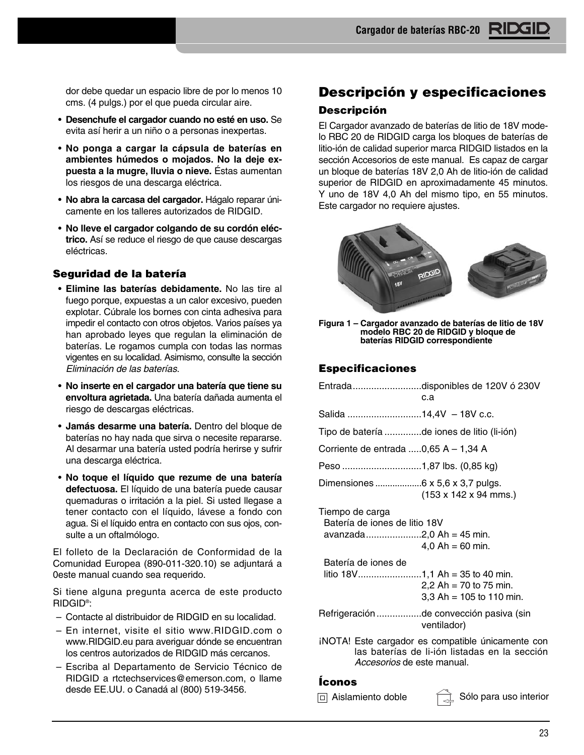dor debe quedar un espacio libre de por lo menos 10 cms. (4 pulgs.) por el que pueda circular aire.

- **Desenchufe el cargador cuando no esté en uso.** Se evita así herir a un niño o a personas inexpertas.
- **No ponga a cargar la cápsula de baterías en ambientes húmedos o mojados. No la deje expuesta a la mugre, lluvia o nieve.** Éstas aumentan los riesgos de una descarga eléctrica.
- **No abra la carcasa del cargador.** Hágalo reparar únicamente en los talleres autorizados de RIDGID.
- **No lleve el cargador colgando de su cordón eléctrico.** Así se reduce el riesgo de que cause descargas eléctricas.

### Seguridad de la batería

- **Elimine las baterías debidamente.** No las tire al fuego porque, expuestas a un calor excesivo, pueden explotar. Cúbrale los bornes con cinta adhesiva para impedir el contacto con otros objetos. Varios países ya han aprobado leyes que regulan la eliminación de baterías. Le rogamos cumpla con todas las normas vigentes en su localidad. Asimismo, consulte la sección *Eliminación de las baterías*.
- **No inserte en el cargador una batería que tiene su envoltura agrietada.** Una batería dañada aumenta el riesgo de descargas eléctricas.
- **Jamás desarme una batería.** Dentro del bloque de baterías no hay nada que sirva o necesite repararse. Al desarmar una batería usted podría herirse y sufrir una descarga eléctrica.
- **No toque el líquido que rezume de una batería defectuosa.** El líquido de una batería puede causar quemaduras o irritación a la piel. Si usted llegase a tener contacto con el líquido, lávese a fondo con agua. Si el líquido entra en contacto con sus ojos, consulte a un oftalmólogo.

El folleto de la Declaración de Conformidad de la Comunidad Europea (890-011-320.10) se adjuntará a 0este manual cuando sea requerido.

Si tiene alguna pregunta acerca de este producto RIDGID®:

- Contacte al distribuidor de RIDGID en su localidad.
- En internet, visite el sitio www.RIDGID.com o www.RIDGID.eu para averiguar dónde se encuentran los centros autorizados de RIDGID más cercanos.
- Escriba al Departamento de Servicio Técnico de RIDGID a rtctechservices@emerson.com, o llame desde EE.UU. o Canadá al (800) 519-3456.

## Descripción y especificaciones

### Descripción

El Cargador avanzado de baterías de litio de 18V modelo RBC 20 de RIDGID carga los bloques de baterías de litio-ión de calidad superior marca RIDGID listados en la sección Accesorios de este manual. Es capaz de cargar un bloque de baterías 18V 2,0 Ah de litio-ión de calidad superior de RIDGID en aproximadamente 45 minutos. Y uno de 18V 4,0 Ah del mismo tipo, en 55 minutos. Este cargador no requiere ajustes.

**Figura 1 – Cargador avanzado de baterías de litio de 18V modelo RBC 20 de RIDGID y bloque de baterías RIDGID correspondiente**

### Especificaciones

Entrada .......................... disponibles de 120V ó 230V c.a

Salida ............................ 14,4V – 18V c.c.

Tipo de batería .............. de iones de litio (li-ión)

Corriente de entrada ..... 0,65 A – 1,34 A

Peso .............................. 1,87 lbs. (0,85 kg)

Dimensiones .................. 6 x 5,6 x 3,7 pulgs. (153 x 142 x 94 mms.)

Tiempo de carga
- Batería de iones de litio 18V avanzada ..................... 2,0 Ah = 45 min.; 4,0 Ah = 60 min.
- Batería de iones de litio 18V ........................ 1,1 Ah = 35 to 40 min.; 2,2 Ah = 70 to 75 min.; 3,3 Ah = 105 to 110 min.

Refrigeración ................. de convección pasiva (sin ventilador)

¡NOTA! Este cargador es compatible únicamente con las baterías de li-ión listadas en la sección *Accesorios* de este manual.

### Íconos

Aislamiento doble

Sólo para uso interior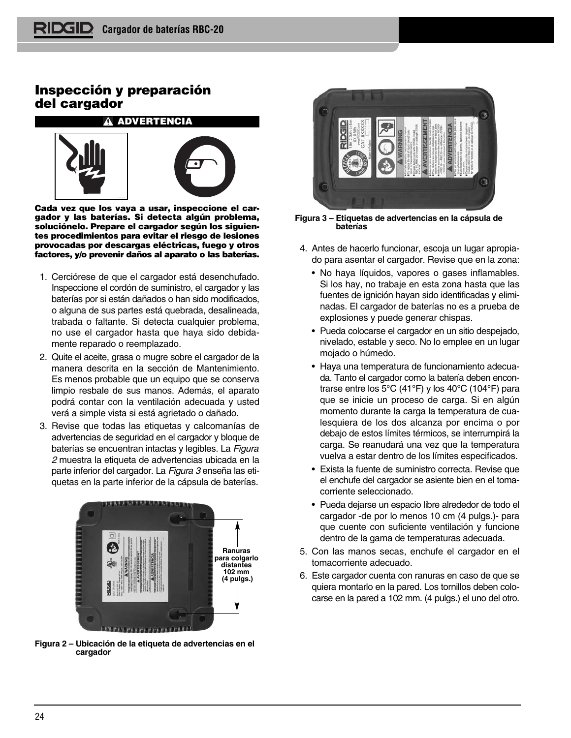## Inspección y preparación del cargador

**ADVERTENCIA**

**Cada vez que los vaya a usar, inspeccione el cargador y las baterías. Si detecta algún problema, soluciónelo. Prepare el cargador según los siguientes procedimientos para evitar el riesgo de lesiones provocadas por descargas eléctricas, fuego y otros factores, y/o prevenir daños al aparato o las baterías.**

1. Cerciórese de que el cargador está desenchufado. Inspeccione el cordón de suministro, el cargador y las baterías por si están dañados o han sido modificados, o alguna de sus partes está quebrada, desalineada, trabada o faltante. Si detecta cualquier problema, no use el cargador hasta que haya sido debidamente reparado o reemplazado.
2. Quite el aceite, grasa o mugre sobre el cargador de la manera descrita en la sección de Mantenimiento. Es menos probable que un equipo que se conserva limpio resbale de sus manos. Además, el aparato podrá contar con la ventilación adecuada y usted verá a simple vista si está agrietado o dañado.
3. Revise que todas las etiquetas y calcomanías de advertencias de seguridad en el cargador y bloque de baterías se encuentran intactas y legibles. La *Figura 2* muestra la etiqueta de advertencias ubicada en la parte inferior del cargador. La *Figura 3* enseña las etiquetas en la parte inferior de la cápsula de baterías.

Ranuras para colgarlo distantes 102 mm (4 pulgs.)

**Figura 2 – Ubicación de la etiqueta de advertencias en el cargador**

**Figura 3 – Etiquetas de advertencias en la cápsula de baterías**

4. Antes de hacerlo funcionar, escoja un lugar apropiado para asentar el cargador. Revise que en la zona:
   - No haya líquidos, vapores o gases inflamables. Si los hay, no trabaje en esta zona hasta que las fuentes de ignición hayan sido identificadas y eliminadas. El cargador de baterías no es a prueba de explosiones y puede generar chispas.
   - Pueda colocarse el cargador en un sitio despejado, nivelado, estable y seco. No lo emplee en un lugar mojado o húmedo.
   - Haya una temperatura de funcionamiento adecuada. Tanto el cargador como la batería deben encontrarse entre los 5°C (41°F) y los 40°C (104°F) para que se inicie un proceso de carga. Si en algún momento durante la carga la temperatura de cualesquiera de los dos alcanza por encima o por debajo de estos límites térmicos, se interrumpirá la carga. Se reanudará una vez que la temperatura vuelva a estar dentro de los límites especificados.
   - Exista la fuente de suministro correcta. Revise que el enchufe del cargador se asiente bien en el tomacorriente seleccionado.
   - Pueda dejarse un espacio libre alrededor de todo el cargador -de por lo menos 10 cm (4 pulgs.)- para que cuente con suficiente ventilación y funcione dentro de la gama de temperaturas adecuada.
5. Con las manos secas, enchufe el cargador en el tomacorriente adecuado.
6. Este cargador cuenta con ranuras en caso de que se quiera montarlo en la pared. Los tornillos deben colocarse en la pared a 102 mm. (4 pulgs.) el uno del otro.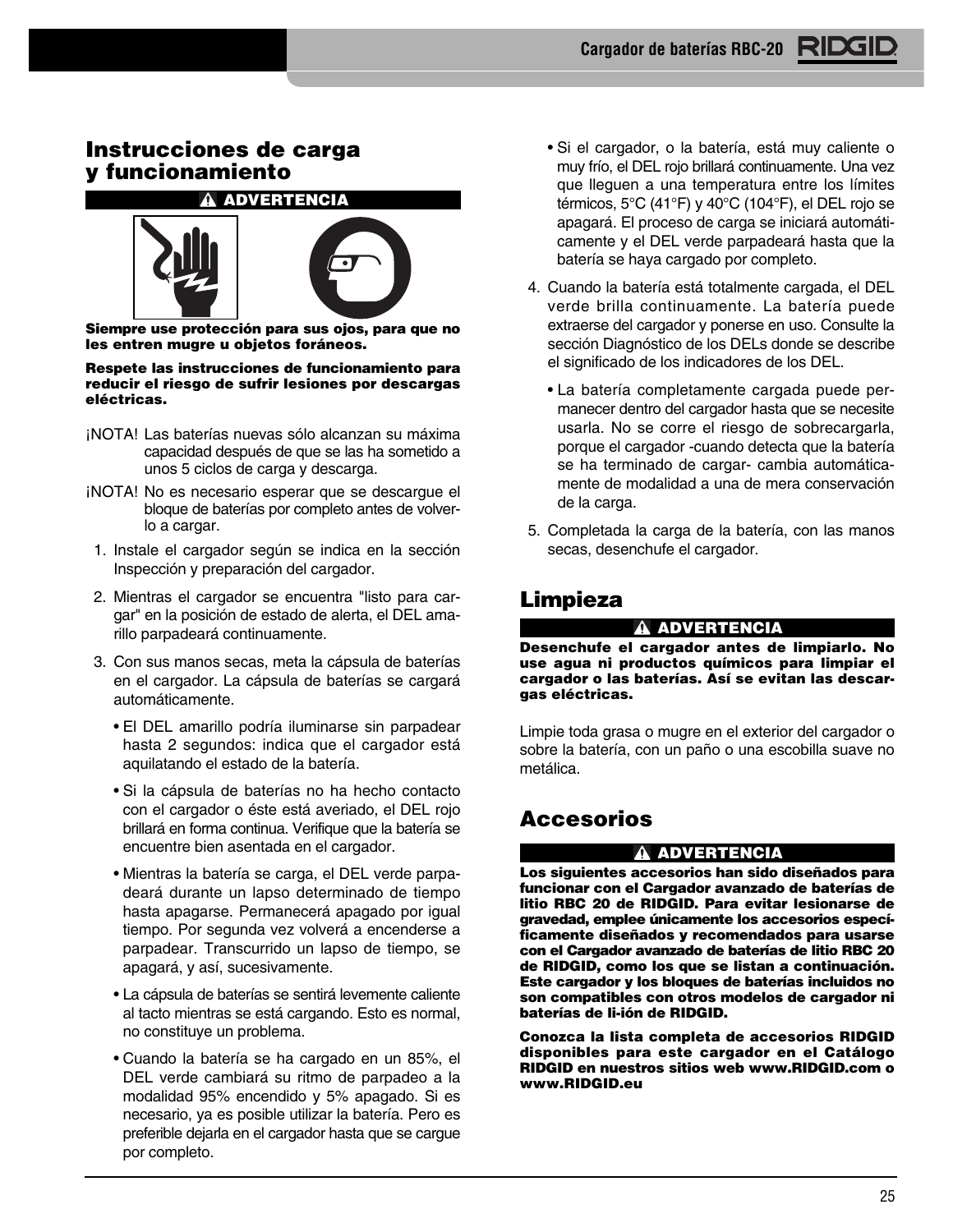## Instrucciones de carga y funcionamiento

**⚠ ADVERTENCIA**

**Siempre use protección para sus ojos, para que no les entren mugre u objetos foráneos.**

**Respete las instrucciones de funcionamiento para reducir el riesgo de sufrir lesiones por descargas eléctricas.**

¡NOTA! Las baterías nuevas sólo alcanzan su máxima capacidad después de que se las ha sometido a unos 5 ciclos de carga y descarga.

¡NOTA! No es necesario esperar que se descargue el bloque de baterías por completo antes de volverlo a cargar.

1. Instale el cargador según se indica en la sección Inspección y preparación del cargador.
2. Mientras el cargador se encuentra "listo para cargar" en la posición de estado de alerta, el DEL amarillo parpadeará continuamente.
3. Con sus manos secas, meta la cápsula de baterías en el cargador. La cápsula de baterías se cargará automáticamente.
   - El DEL amarillo podría iluminarse sin parpadear hasta 2 segundos: indica que el cargador está aquilatando el estado de la batería.
   - Si la cápsula de baterías no ha hecho contacto con el cargador o éste está averiado, el DEL rojo brillará en forma continua. Verifique que la batería se encuentre bien asentada en el cargador.
   - Mientras la batería se carga, el DEL verde parpadeará durante un lapso determinado de tiempo hasta apagarse. Permanecerá apagado por igual tiempo. Por segunda vez volverá a encenderse a parpadear. Transcurrido un lapso de tiempo, se apagará, y así, sucesivamente.
   - La cápsula de baterías se sentirá levemente caliente al tacto mientras se está cargando. Esto es normal, no constituye un problema.
   - Cuando la batería se ha cargado en un 85%, el DEL verde cambiará su ritmo de parpadeo a la modalidad 95% encendido y 5% apagado. Si es necesario, ya es posible utilizar la batería. Pero es preferible dejarla en el cargador hasta que se cargue por completo.
   - Si el cargador, o la batería, está muy caliente o muy frío, el DEL rojo brillará continuamente. Una vez que lleguen a una temperatura entre los límites térmicos, 5°C (41°F) y 40°C (104°F), el DEL rojo se apagará. El proceso de carga se iniciará automáticamente y el DEL verde parpadeará hasta que la batería se haya cargado por completo.
4. Cuando la batería está totalmente cargada, el DEL verde brilla continuamente. La batería puede extraerse del cargador y ponerse en uso. Consulte la sección Diagnóstico de los DELs donde se describe el significado de los indicadores de los DEL.
   - La batería completamente cargada puede permanecer dentro del cargador hasta que se necesite usarla. No se corre el riesgo de sobrecargarla, porque el cargador -cuando detecta que la batería se ha terminado de cargar- cambia automáticamente de modalidad a una de mera conservación de la carga.
5. Completada la carga de la batería, con las manos secas, desenchufe el cargador.

## Limpieza

**⚠ ADVERTENCIA**

**Desenchufe el cargador antes de limpiarlo. No use agua ni productos químicos para limpiar el cargador o las baterías. Así se evitan las descargas eléctricas.**

Limpie toda grasa o mugre en el exterior del cargador o sobre la batería, con un paño o una escobilla suave no metálica.

## Accesorios

**⚠ ADVERTENCIA**

**Los siguientes accesorios han sido diseñados para funcionar con el Cargador avanzado de baterías de litio RBC 20 de RIDGID. Para evitar lesionarse de gravedad, emplee únicamente los accesorios específicamente diseñados y recomendados para usarse con el Cargador avanzado de baterías de litio RBC 20 de RIDGID, como los que se listan a continuación. Este cargador y los bloques de baterías incluidos no son compatibles con otros modelos de cargador ni baterías de li-ión de RIDGID.**

**Conozca la lista completa de accesorios RIDGID disponibles para este cargador en el Catálogo RIDGID en nuestros sitios web www.RIDGID.com o www.RIDGID.eu**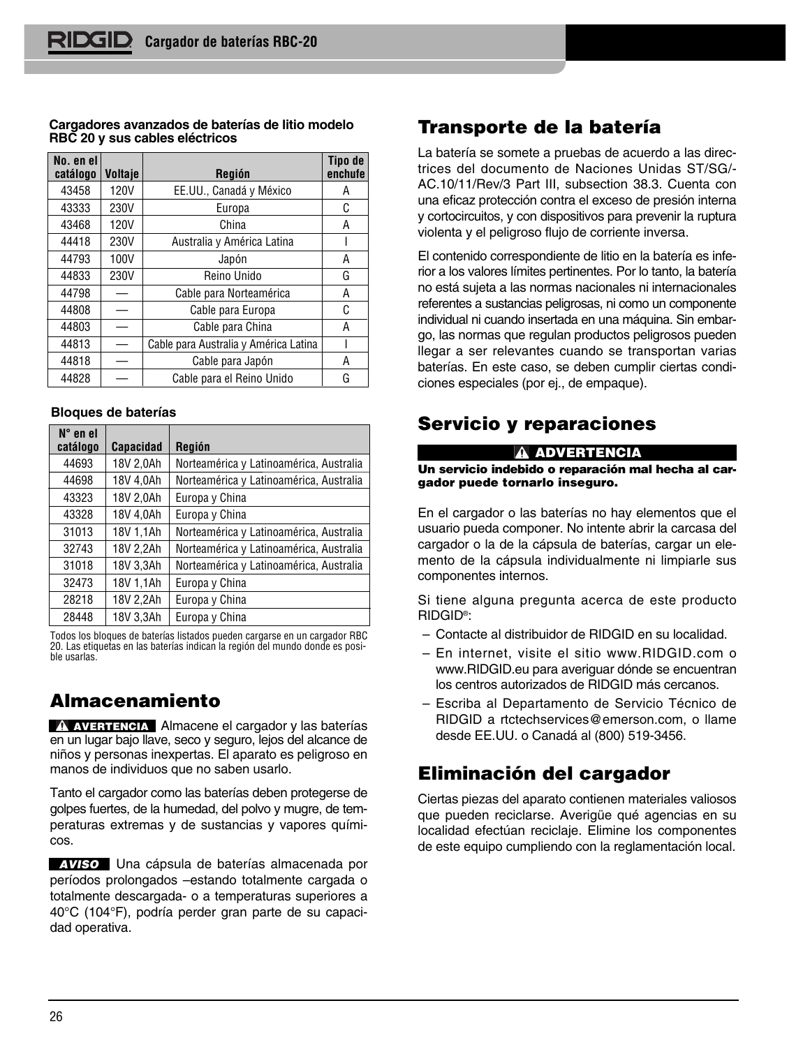**Cargadores avanzados de baterías de litio modelo RBC 20 y sus cables eléctricos**

| No. en el catálogo | Voltaje | Región | Tipo de enchufe |
|---|---|---|---|
| 43458 | 120V | EE.UU., Canadá y México | A |
| 43333 | 230V | Europa | C |
| 43468 | 120V | China | A |
| 44418 | 230V | Australia y América Latina | I |
| 44793 | 100V | Japón | A |
| 44833 | 230V | Reino Unido | G |
| 44798 | — | Cable para Norteamérica | A |
| 44808 | — | Cable para Europa | C |
| 44803 | — | Cable para China | A |
| 44813 | — | Cable para Australia y América Latina | I |
| 44818 | — | Cable para Japón | A |
| 44828 | — | Cable para el Reino Unido | G |

**Bloques de baterías**

| N° en el catálogo | Capacidad | Región |
|---|---|---|
| 44693 | 18V 2,0Ah | Norteamérica y Latinoamérica, Australia |
| 44698 | 18V 4,0Ah | Norteamérica y Latinoamérica, Australia |
| 43323 | 18V 2,0Ah | Europa y China |
| 43328 | 18V 4,0Ah | Europa y China |
| 31013 | 18V 1,1Ah | Norteamérica y Latinoamérica, Australia |
| 32743 | 18V 2,2Ah | Norteamérica y Latinoamérica, Australia |
| 31018 | 18V 3,3Ah | Norteamérica y Latinoamérica, Australia |
| 32473 | 18V 1,1Ah | Europa y China |
| 28218 | 18V 2,2Ah | Europa y China |
| 28448 | 18V 3,3Ah | Europa y China |

Todos los bloques de baterías listados pueden cargarse en un cargador RBC 20. Las etiquetas en las baterías indican la región del mundo donde es posible usarlas.

## Almacenamiento

**⚠ AVERTENCIA** Almacene el cargador y las baterías en un lugar bajo llave, seco y seguro, lejos del alcance de niños y personas inexpertas. El aparato es peligroso en manos de individuos que no saben usarlo.

Tanto el cargador como las baterías deben protegerse de golpes fuertes, de la humedad, del polvo y mugre, de temperaturas extremas y de sustancias y vapores químicos.

**AVISO** Una cápsula de baterías almacenada por períodos prolongados –estando totalmente cargada o totalmente descargada- o a temperaturas superiores a 40°C (104°F), podría perder gran parte de su capacidad operativa.

## Transporte de la batería

La batería se somete a pruebas de acuerdo a las directrices del documento de Naciones Unidas ST/SG/-AC.10/11/Rev/3 Part III, subsection 38.3. Cuenta con una eficaz protección contra el exceso de presión interna y cortocircuitos, y con dispositivos para prevenir la ruptura violenta y el peligroso flujo de corriente inversa.

El contenido correspondiente de litio en la batería es inferior a los valores límites pertinentes. Por lo tanto, la batería no está sujeta a las normas nacionales ni internacionales referentes a sustancias peligrosas, ni como un componente individual ni cuando insertada en una máquina. Sin embargo, las normas que regulan productos peligrosos pueden llegar a ser relevantes cuando se transportan varias baterías. En este caso, se deben cumplir ciertas condiciones especiales (por ej., de empaque).

## Servicio y reparaciones

**⚠ ADVERTENCIA**

**Un servicio indebido o reparación mal hecha al cargador puede tornarlo inseguro.**

En el cargador o las baterías no hay elementos que el usuario pueda componer. No intente abrir la carcasa del cargador o la de la cápsula de baterías, cargar un elemento de la cápsula individualmente ni limpiarle sus componentes internos.

Si tiene alguna pregunta acerca de este producto RIDGID®:

- Contacte al distribuidor de RIDGID en su localidad.
- En internet, visite el sitio www.RIDGID.com o www.RIDGID.eu para averiguar dónde se encuentran los centros autorizados de RIDGID más cercanos.
- Escriba al Departamento de Servicio Técnico de RIDGID a rtctechservices@emerson.com, o llame desde EE.UU. o Canadá al (800) 519-3456.

## Eliminación del cargador

Ciertas piezas del aparato contienen materiales valiosos que pueden reciclarse. Averigüe qué agencias en su localidad efectúan reciclaje. Elimine los componentes de este equipo cumpliendo con la reglamentación local.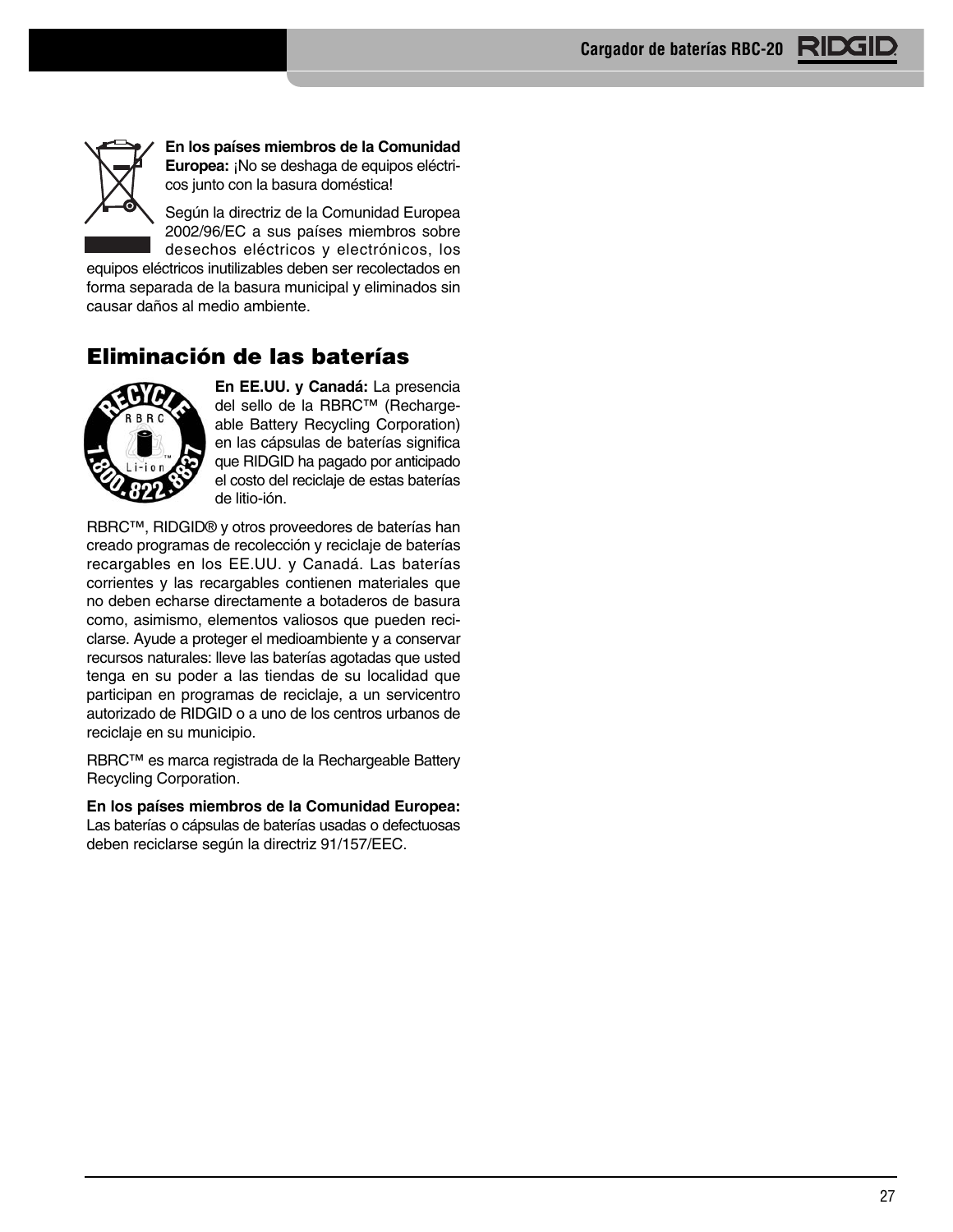**En los países miembros de la Comunidad Europea:** ¡No se deshaga de equipos eléctricos junto con la basura doméstica!

Según la directriz de la Comunidad Europea 2002/96/EC a sus países miembros sobre desechos eléctricos y electrónicos, los equipos eléctricos inutilizables deben ser recolectados en forma separada de la basura municipal y eliminados sin causar daños al medio ambiente.

## Eliminación de las baterías

**En EE.UU. y Canadá:** La presencia del sello de la RBRC™ (Rechargeable Battery Recycling Corporation) en las cápsulas de baterías significa que RIDGID ha pagado por anticipado el costo del reciclaje de estas baterías de litio-ión.

RBRC™, RIDGID® y otros proveedores de baterías han creado programas de recolección y reciclaje de baterías recargables en los EE.UU. y Canadá. Las baterías corrientes y las recargables contienen materiales que no deben echarse directamente a botaderos de basura como, asimismo, elementos valiosos que pueden reciclarse. Ayude a proteger el medioambiente y a conservar recursos naturales: lleve las baterías agotadas que usted tenga en su poder a las tiendas de su localidad que participan en programas de reciclaje, a un servicentro autorizado de RIDGID o a uno de los centros urbanos de reciclaje en su municipio.

RBRC™ es marca registrada de la Rechargeable Battery Recycling Corporation.

**En los países miembros de la Comunidad Europea:** Las baterías o cápsulas de baterías usadas o defectuosas deben reciclarse según la directriz 91/157/EEC.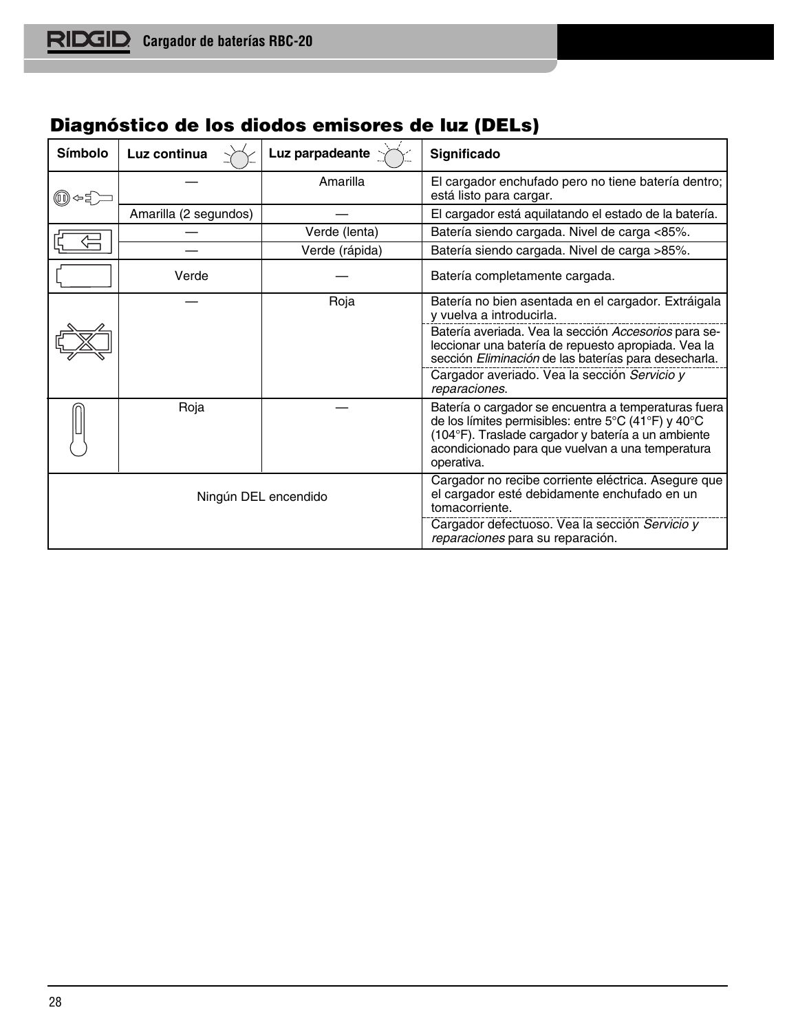## Diagnóstico de los diodos emisores de luz (DELs)

| Símbolo | Luz continua | Luz parpadeante | Significado |
|---|---|---|---|
| | — | Amarilla | El cargador enchufado pero no tiene batería dentro; está listo para cargar. |
| | Amarilla (2 segundos) | — | El cargador está aquilatando el estado de la batería. |
| | — | Verde (lenta) | Batería siendo cargada. Nivel de carga <85%. |
| | — | Verde (rápida) | Batería siendo cargada. Nivel de carga >85%. |
| | Verde | — | Batería completamente cargada. |
| | — | Roja | Batería no bien asentada en el cargador. Extráigala y vuelva a introducirla. |
| | | | Batería averiada. Vea la sección *Accesorios* para seleccionar una batería de repuesto apropiada. Vea la sección *Eliminación* de las baterías para desecharla. |
| | | | Cargador averiado. Vea la sección *Servicio y reparaciones*. |
| | Roja | — | Batería o cargador se encuentra a temperaturas fuera de los límites permisibles: entre 5°C (41°F) y 40°C (104°F). Traslade cargador y batería a un ambiente acondicionado para que vuelvan a una temperatura operativa. |
| Ningún DEL encendido | | | Cargador no recibe corriente eléctrica. Asegure que el cargador esté debidamente enchufado en un tomacorriente. |
| | | | Cargador defectuoso. Vea la sección *Servicio y reparaciones* para su reparación. |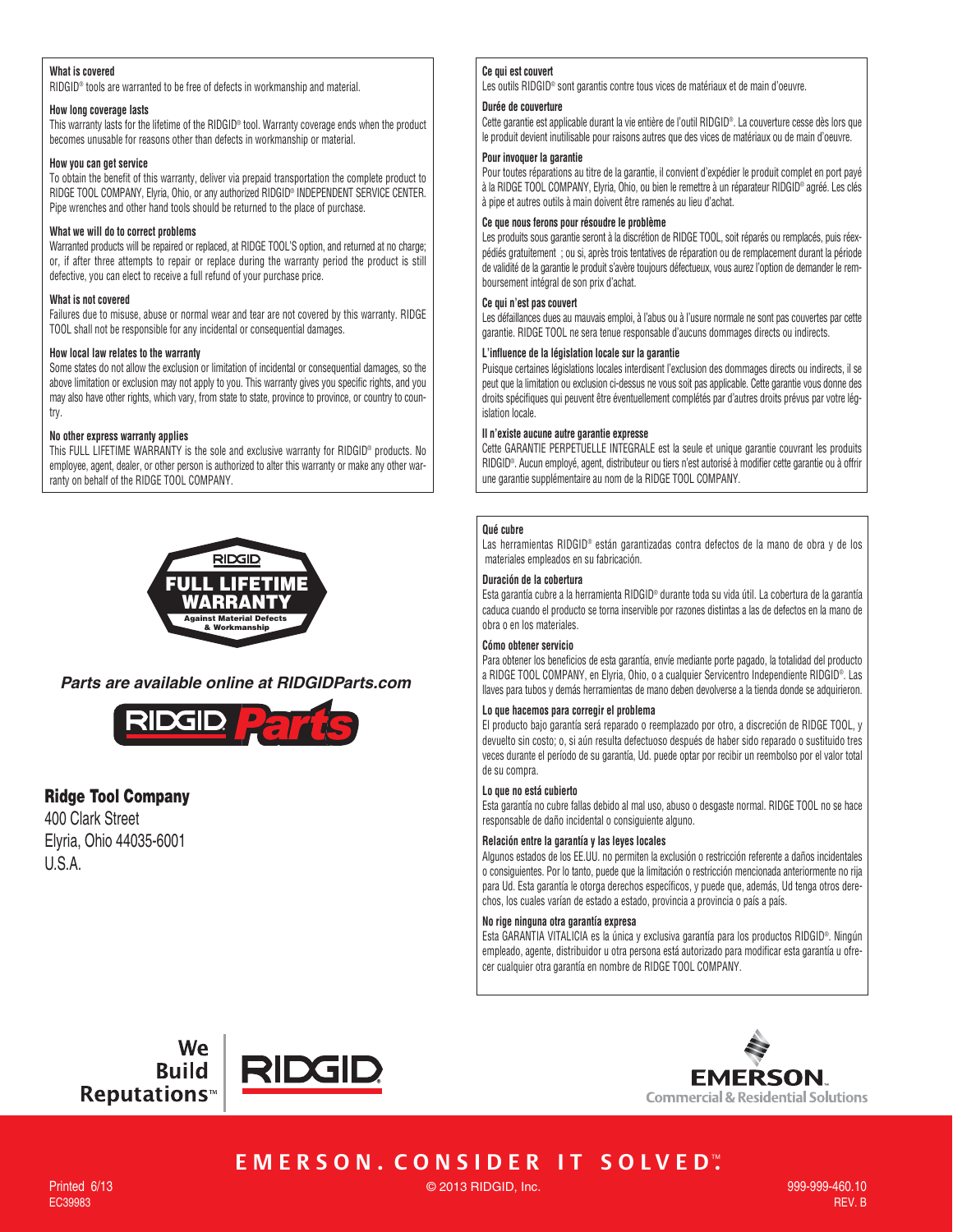### What is covered

RIDGID® tools are warranted to be free of defects in workmanship and material.

### How long coverage lasts

This warranty lasts for the lifetime of the RIDGID® tool. Warranty coverage ends when the product becomes unusable for reasons other than defects in workmanship or material.

### How you can get service

To obtain the benefit of this warranty, deliver via prepaid transportation the complete product to RIDGE TOOL COMPANY, Elyria, Ohio, or any authorized RIDGID® INDEPENDENT SERVICE CENTER. Pipe wrenches and other hand tools should be returned to the place of purchase.

### What we will do to correct problems

Warranted products will be repaired or replaced, at RIDGE TOOL'S option, and returned at no charge; or, if after three attempts to repair or replace during the warranty period the product is still defective, you can elect to receive a full refund of your purchase price.

### What is not covered

Failures due to misuse, abuse or normal wear and tear are not covered by this warranty. RIDGE TOOL shall not be responsible for any incidental or consequential damages.

### How local law relates to the warranty

Some states do not allow the exclusion or limitation of incidental or consequential damages, so the above limitation or exclusion may not apply to you. This warranty gives you specific rights, and you may also have other rights, which vary, from state to state, province to province, or country to country.

### No other express warranty applies

This FULL LIFETIME WARRANTY is the sole and exclusive warranty for RIDGID® products. No employee, agent, dealer, or other person is authorized to alter this warranty or make any other warranty on behalf of the RIDGE TOOL COMPANY.

### Ce qui est couvert

Les outils RIDGID® sont garantis contre tous vices de matériaux et de main d'oeuvre.

### Durée de couverture

Cette garantie est applicable durant la vie entière de l'outil RIDGID®. La couverture cesse dès lors que le produit devient inutilisable pour raisons autres que des vices de matériaux ou de main d'oeuvre.

### Pour invoquer la garantie

Pour toutes réparations au titre de la garantie, il convient d'expédier le produit complet en port payé à la RIDGE TOOL COMPANY, Elyria, Ohio, ou bien le remettre à un réparateur RIDGID® agréé. Les clés à pipe et autres outils à main doivent être ramenés au lieu d'achat.

### Ce que nous ferons pour résoudre le problème

Les produits sous garantie seront à la discrétion de RIDGE TOOL, soit réparés ou remplacés, puis réexpédiés gratuitement ; ou si, après trois tentatives de réparation ou de remplacement durant la période de validité de la garantie le produit s'avère toujours défectueux, vous aurez l'option de demander le remboursement intégral de son prix d'achat.

### Ce qui n'est pas couvert

Les défaillances dues au mauvais emploi, à l'abus ou à l'usure normale ne sont pas couvertes par cette garantie. RIDGE TOOL ne sera tenue responsable d'aucuns dommages directs ou indirects.

### L'influence de la législation locale sur la garantie

Puisque certaines législations locales interdisent l'exclusion des dommages directs ou indirects, il se peut que la limitation ou exclusion ci-dessus ne vous soit pas applicable. Cette garantie vous donne des droits spécifiques qui peuvent être éventuellement complétés par d'autres droits prévus par votre législation locale.

### Il n'existe aucune autre garantie expresse

Cette GARANTIE PERPETUELLE INTEGRALE est la seule et unique garantie couvrant les produits RIDGID®. Aucun employé, agent, distributeur ou tiers n'est autorisé à modifier cette garantie ou à offrir une garantie supplémentaire au nom de la RIDGE TOOL COMPANY.

### Qué cubre

Las herramientas RIDGID® están garantizadas contra defectos de la mano de obra y de los materiales empleados en su fabricación.

### Duración de la cobertura

Esta garantía cubre a la herramienta RIDGID® durante toda su vida útil. La cobertura de la garantía caduca cuando el producto se torna inservible por razones distintas a las de defectos en la mano de obra o en los materiales.

### Cómo obtener servicio

Para obtener los beneficios de esta garantía, envíe mediante porte pagado, la totalidad del producto a RIDGE TOOL COMPANY, en Elyria, Ohio, o a cualquier Servicentro Independiente RIDGID®. Las llaves para tubos y demás herramientas de mano deben devolverse a la tienda donde se adquirieron.

### Lo que hacemos para corregir el problema

El producto bajo garantía será reparado o reemplazado por otro, a discreción de RIDGE TOOL, y devuelto sin costo; o, si aún resulta defectuoso después de haber sido reparado o sustituido tres veces durante el período de su garantía, Ud. puede optar por recibir un reembolso por el valor total de su compra.

### Lo que no está cubierto

Esta garantía no cubre fallas debido al mal uso, abuso o desgaste normal. RIDGE TOOL no se hace responsable de daño incidental o consiguiente alguno.

### Relación entre la garantía y las leyes locales

Algunos estados de los EE.UU. no permiten la exclusión o restricción referente a daños incidentales o consiguientes. Por lo tanto, puede que la limitación o restricción mencionada anteriormente no rija para Ud. Esta garantía le otorga derechos específicos, y puede que, además, Ud tenga otros derechos, los cuales varían de estado a estado, provincia a provincia o país a país.

### No rige ninguna otra garantía expresa

Esta GARANTIA VITALICIA es la única y exclusiva garantía para los productos RIDGID®. Ningún empleado, agente, distribuidor u otra persona está autorizado para modificar esta garantía u ofrecer cualquier otra garantía en nombre de RIDGE TOOL COMPANY.

RIDGID FULL LIFETIME WARRANTY Against Material Defects & Workmanship

*Parts are available online at RIDGIDParts.com*

RIDGID Parts

**Ridge Tool Company**
400 Clark Street
Elyria, Ohio 44035-6001
U.S.A.

We Build Reputations™ RIDGID

EMERSON. Commercial & Residential Solutions

EMERSON. CONSIDER IT SOLVED.™

Printed 6/13
EC39983

© 2013 RIDGID, Inc.

999-999-460.10
REV. B